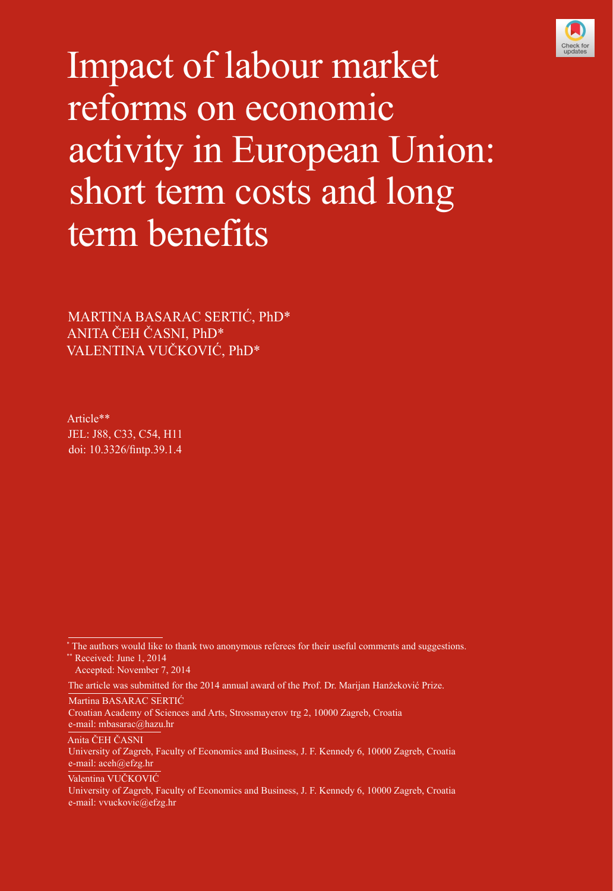# Impact of labour market reforms on economic activity in European Union: short term costs and long term benefits

MARTINA BASARAC SERTIĆ, PhD*
ANITA ČEH ČASNI, PhD*
VALENTINA VUČKOVIĆ, PhD*

Article**
JEL: J88, C33, C54, H11
doi: 10.3326/fintp.39.1.4

---

* The authors would like to thank two anonymous referees for their useful comments and suggestions.

** Received: June 1, 2014
Accepted: November 7, 2014

The article was submitted for the 2014 annual award of the Prof. Dr. Marijan Hanžeković Prize.

Martina BASARAC SERTIĆ
Croatian Academy of Sciences and Arts, Strossmayerov trg 2, 10000 Zagreb, Croatia
e-mail: mbasarac@hazu.hr

Anita ČEH ČASNI
University of Zagreb, Faculty of Economics and Business, J. F. Kennedy 6, 10000 Zagreb, Croatia
e-mail: aceh@efzg.hr

Valentina VUČKOVIĆ
University of Zagreb, Faculty of Economics and Business, J. F. Kennedy 6, 10000 Zagreb, Croatia
e-mail: vvuckovic@efzg.hr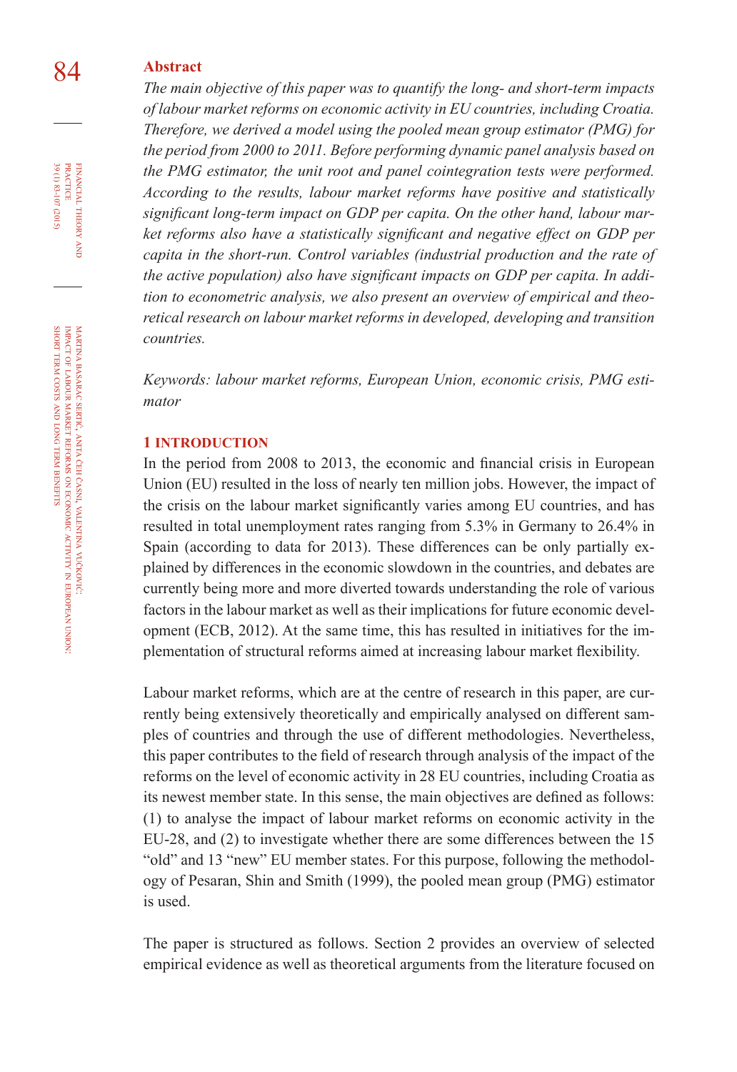**Abstract**

*The main objective of this paper was to quantify the long- and short-term impacts of labour market reforms on economic activity in EU countries, including Croatia. Therefore, we derived a model using the pooled mean group estimator (PMG) for the period from 2000 to 2011. Before performing dynamic panel analysis based on the PMG estimator, the unit root and panel cointegration tests were performed. According to the results, labour market reforms have positive and statistically significant long-term impact on GDP per capita. On the other hand, labour market reforms also have a statistically significant and negative effect on GDP per capita in the short-run. Control variables (industrial production and the rate of the active population) also have significant impacts on GDP per capita. In addition to econometric analysis, we also present an overview of empirical and theoretical research on labour market reforms in developed, developing and transition countries.*

*Keywords: labour market reforms, European Union, economic crisis, PMG estimator*

## 1 INTRODUCTION

In the period from 2008 to 2013, the economic and financial crisis in European Union (EU) resulted in the loss of nearly ten million jobs. However, the impact of the crisis on the labour market significantly varies among EU countries, and has resulted in total unemployment rates ranging from 5.3% in Germany to 26.4% in Spain (according to data for 2013). These differences can be only partially explained by differences in the economic slowdown in the countries, and debates are currently being more and more diverted towards understanding the role of various factors in the labour market as well as their implications for future economic development (ECB, 2012). At the same time, this has resulted in initiatives for the implementation of structural reforms aimed at increasing labour market flexibility.

Labour market reforms, which are at the centre of research in this paper, are currently being extensively theoretically and empirically analysed on different samples of countries and through the use of different methodologies. Nevertheless, this paper contributes to the field of research through analysis of the impact of the reforms on the level of economic activity in 28 EU countries, including Croatia as its newest member state. In this sense, the main objectives are defined as follows: (1) to analyse the impact of labour market reforms on economic activity in the EU-28, and (2) to investigate whether there are some differences between the 15 "old" and 13 "new" EU member states. For this purpose, following the methodology of Pesaran, Shin and Smith (1999), the pooled mean group (PMG) estimator is used.

The paper is structured as follows. Section 2 provides an overview of selected empirical evidence as well as theoretical arguments from the literature focused on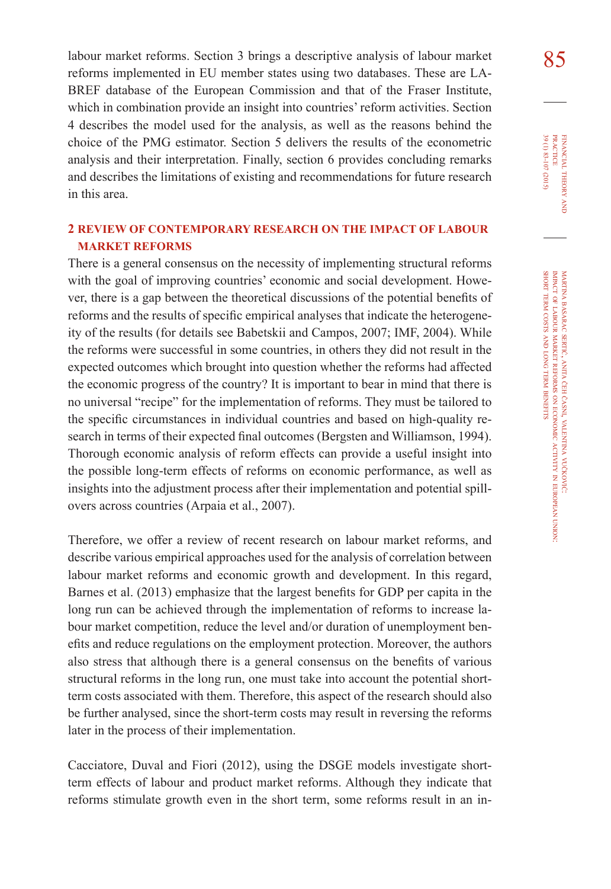labour market reforms. Section 3 brings a descriptive analysis of labour market reforms implemented in EU member states using two databases. These are LABREF database of the European Commission and that of the Fraser Institute, which in combination provide an insight into countries' reform activities. Section 4 describes the model used for the analysis, as well as the reasons behind the choice of the PMG estimator. Section 5 delivers the results of the econometric analysis and their interpretation. Finally, section 6 provides concluding remarks and describes the limitations of existing and recommendations for future research in this area.

## 2 REVIEW OF CONTEMPORARY RESEARCH ON THE IMPACT OF LABOUR MARKET REFORMS

There is a general consensus on the necessity of implementing structural reforms with the goal of improving countries' economic and social development. However, there is a gap between the theoretical discussions of the potential benefits of reforms and the results of specific empirical analyses that indicate the heterogeneity of the results (for details see Babetskii and Campos, 2007; IMF, 2004). While the reforms were successful in some countries, in others they did not result in the expected outcomes which brought into question whether the reforms had affected the economic progress of the country? It is important to bear in mind that there is no universal "recipe" for the implementation of reforms. They must be tailored to the specific circumstances in individual countries and based on high-quality research in terms of their expected final outcomes (Bergsten and Williamson, 1994). Thorough economic analysis of reform effects can provide a useful insight into the possible long-term effects of reforms on economic performance, as well as insights into the adjustment process after their implementation and potential spillovers across countries (Arpaia et al., 2007).

Therefore, we offer a review of recent research on labour market reforms, and describe various empirical approaches used for the analysis of correlation between labour market reforms and economic growth and development. In this regard, Barnes et al. (2013) emphasize that the largest benefits for GDP per capita in the long run can be achieved through the implementation of reforms to increase labour market competition, reduce the level and/or duration of unemployment benefits and reduce regulations on the employment protection. Moreover, the authors also stress that although there is a general consensus on the benefits of various structural reforms in the long run, one must take into account the potential short-term costs associated with them. Therefore, this aspect of the research should also be further analysed, since the short-term costs may result in reversing the reforms later in the process of their implementation.

Cacciatore, Duval and Fiori (2012), using the DSGE models investigate short-term effects of labour and product market reforms. Although they indicate that reforms stimulate growth even in the short term, some reforms result in an in-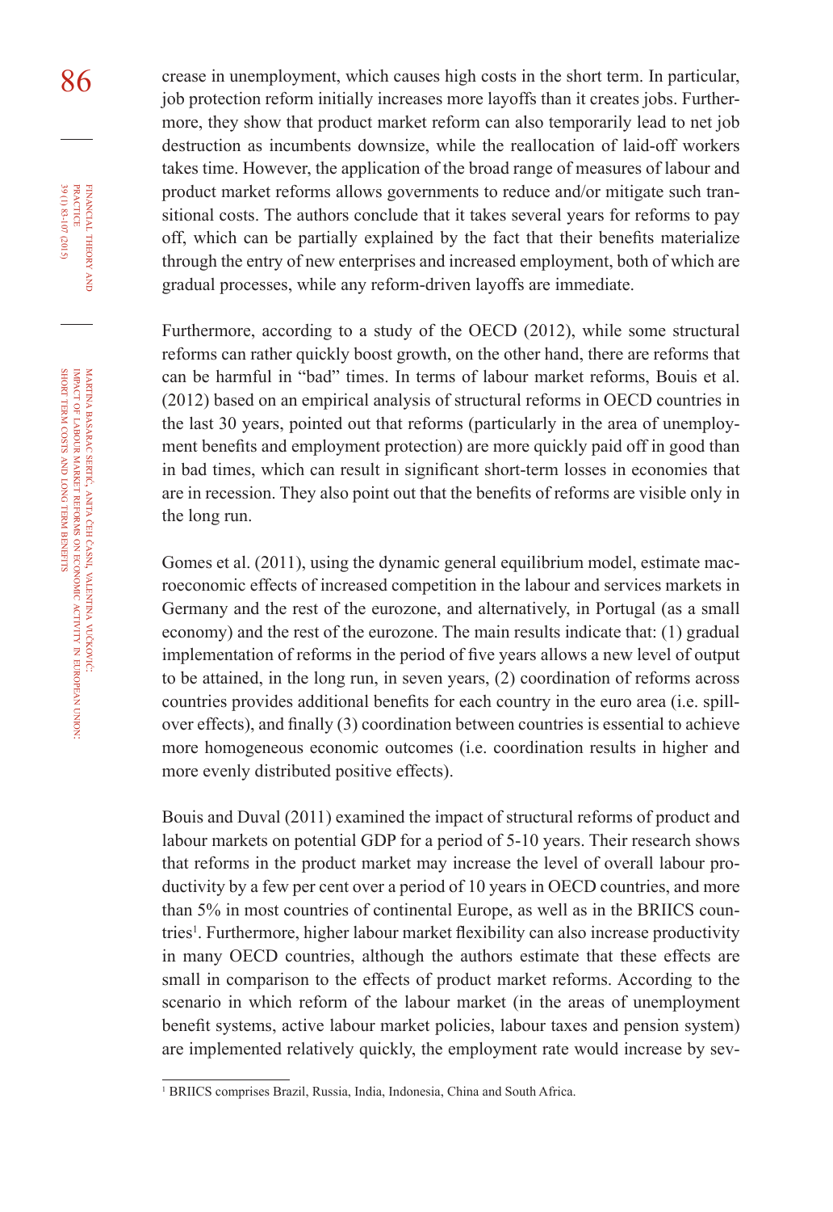crease in unemployment, which causes high costs in the short term. In particular, job protection reform initially increases more layoffs than it creates jobs. Furthermore, they show that product market reform can also temporarily lead to net job destruction as incumbents downsize, while the reallocation of laid-off workers takes time. However, the application of the broad range of measures of labour and product market reforms allows governments to reduce and/or mitigate such transitional costs. The authors conclude that it takes several years for reforms to pay off, which can be partially explained by the fact that their benefits materialize through the entry of new enterprises and increased employment, both of which are gradual processes, while any reform-driven layoffs are immediate.

Furthermore, according to a study of the OECD (2012), while some structural reforms can rather quickly boost growth, on the other hand, there are reforms that can be harmful in "bad" times. In terms of labour market reforms, Bouis et al. (2012) based on an empirical analysis of structural reforms in OECD countries in the last 30 years, pointed out that reforms (particularly in the area of unemployment benefits and employment protection) are more quickly paid off in good than in bad times, which can result in significant short-term losses in economies that are in recession. They also point out that the benefits of reforms are visible only in the long run.

Gomes et al. (2011), using the dynamic general equilibrium model, estimate macroeconomic effects of increased competition in the labour and services markets in Germany and the rest of the eurozone, and alternatively, in Portugal (as a small economy) and the rest of the eurozone. The main results indicate that: (1) gradual implementation of reforms in the period of five years allows a new level of output to be attained, in the long run, in seven years, (2) coordination of reforms across countries provides additional benefits for each country in the euro area (i.e. spillover effects), and finally (3) coordination between countries is essential to achieve more homogeneous economic outcomes (i.e. coordination results in higher and more evenly distributed positive effects).

Bouis and Duval (2011) examined the impact of structural reforms of product and labour markets on potential GDP for a period of 5-10 years. Their research shows that reforms in the product market may increase the level of overall labour productivity by a few per cent over a period of 10 years in OECD countries, and more than 5% in most countries of continental Europe, as well as in the BRIICS countries[1]. Furthermore, higher labour market flexibility can also increase productivity in many OECD countries, although the authors estimate that these effects are small in comparison to the effects of product market reforms. According to the scenario in which reform of the labour market (in the areas of unemployment benefit systems, active labour market policies, labour taxes and pension system) are implemented relatively quickly, the employment rate would increase by sev-

[1] BRIICS comprises Brazil, Russia, India, Indonesia, China and South Africa.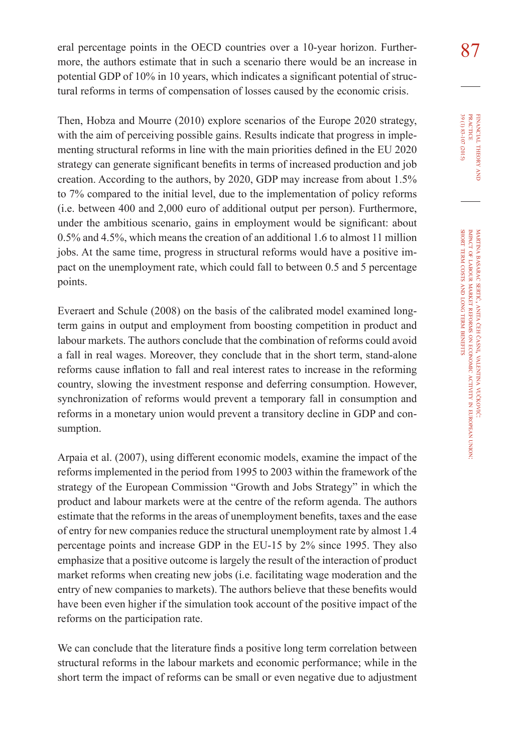eral percentage points in the OECD countries over a 10-year horizon. Furthermore, the authors estimate that in such a scenario there would be an increase in potential GDP of 10% in 10 years, which indicates a significant potential of structural reforms in terms of compensation of losses caused by the economic crisis.

Then, Hobza and Mourre (2010) explore scenarios of the Europe 2020 strategy, with the aim of perceiving possible gains. Results indicate that progress in implementing structural reforms in line with the main priorities defined in the EU 2020 strategy can generate significant benefits in terms of increased production and job creation. According to the authors, by 2020, GDP may increase from about 1.5% to 7% compared to the initial level, due to the implementation of policy reforms (i.e. between 400 and 2,000 euro of additional output per person). Furthermore, under the ambitious scenario, gains in employment would be significant: about 0.5% and 4.5%, which means the creation of an additional 1.6 to almost 11 million jobs. At the same time, progress in structural reforms would have a positive impact on the unemployment rate, which could fall to between 0.5 and 5 percentage points.

Everaert and Schule (2008) on the basis of the calibrated model examined long-term gains in output and employment from boosting competition in product and labour markets. The authors conclude that the combination of reforms could avoid a fall in real wages. Moreover, they conclude that in the short term, stand-alone reforms cause inflation to fall and real interest rates to increase in the reforming country, slowing the investment response and deferring consumption. However, synchronization of reforms would prevent a temporary fall in consumption and reforms in a monetary union would prevent a transitory decline in GDP and consumption.

Arpaia et al. (2007), using different economic models, examine the impact of the reforms implemented in the period from 1995 to 2003 within the framework of the strategy of the European Commission "Growth and Jobs Strategy" in which the product and labour markets were at the centre of the reform agenda. The authors estimate that the reforms in the areas of unemployment benefits, taxes and the ease of entry for new companies reduce the structural unemployment rate by almost 1.4 percentage points and increase GDP in the EU-15 by 2% since 1995. They also emphasize that a positive outcome is largely the result of the interaction of product market reforms when creating new jobs (i.e. facilitating wage moderation and the entry of new companies to markets). The authors believe that these benefits would have been even higher if the simulation took account of the positive impact of the reforms on the participation rate.

We can conclude that the literature finds a positive long term correlation between structural reforms in the labour markets and economic performance; while in the short term the impact of reforms can be small or even negative due to adjustment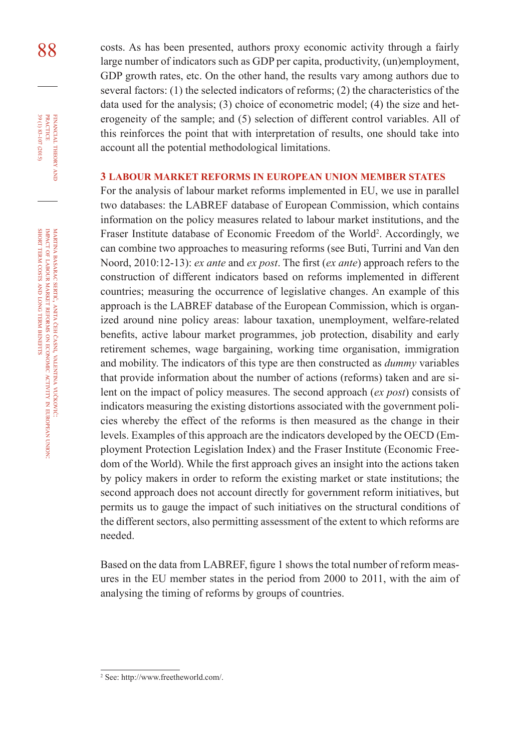costs. As has been presented, authors proxy economic activity through a fairly large number of indicators such as GDP per capita, productivity, (un)employment, GDP growth rates, etc. On the other hand, the results vary among authors due to several factors: (1) the selected indicators of reforms; (2) the characteristics of the data used for the analysis; (3) choice of econometric model; (4) the size and heterogeneity of the sample; and (5) selection of different control variables. All of this reinforces the point that with interpretation of results, one should take into account all the potential methodological limitations.

## 3 LABOUR MARKET REFORMS IN EUROPEAN UNION MEMBER STATES

For the analysis of labour market reforms implemented in EU, we use in parallel two databases: the LABREF database of European Commission, which contains information on the policy measures related to labour market institutions, and the Fraser Institute database of Economic Freedom of the World[2]. Accordingly, we can combine two approaches to measuring reforms (see Buti, Turrini and Van den Noord, 2010:12-13): *ex ante* and *ex post*. The first (*ex ante*) approach refers to the construction of different indicators based on reforms implemented in different countries; measuring the occurrence of legislative changes. An example of this approach is the LABREF database of the European Commission, which is organized around nine policy areas: labour taxation, unemployment, welfare-related benefits, active labour market programmes, job protection, disability and early retirement schemes, wage bargaining, working time organisation, immigration and mobility. The indicators of this type are then constructed as *dummy* variables that provide information about the number of actions (reforms) taken and are silent on the impact of policy measures. The second approach (*ex post*) consists of indicators measuring the existing distortions associated with the government policies whereby the effect of the reforms is then measured as the change in their levels. Examples of this approach are the indicators developed by the OECD (Employment Protection Legislation Index) and the Fraser Institute (Economic Freedom of the World). While the first approach gives an insight into the actions taken by policy makers in order to reform the existing market or state institutions; the second approach does not account directly for government reform initiatives, but permits us to gauge the impact of such initiatives on the structural conditions of the different sectors, also permitting assessment of the extent to which reforms are needed.

Based on the data from LABREF, figure 1 shows the total number of reform measures in the EU member states in the period from 2000 to 2011, with the aim of analysing the timing of reforms by groups of countries.

[2] See: http://www.freetheworld.com/.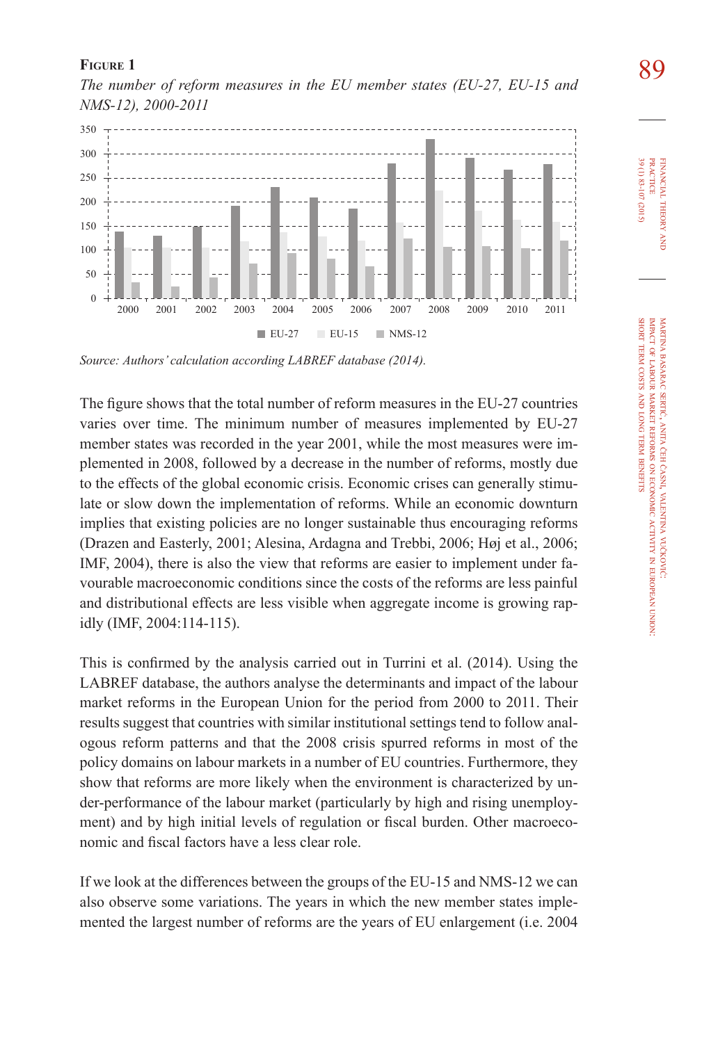**Figure 1**

*The number of reform measures in the EU member states (EU-27, EU-15 and NMS-12), 2000-2011*

*Source: Authors' calculation according LABREF database (2014).*

The figure shows that the total number of reform measures in the EU-27 countries varies over time. The minimum number of measures implemented by EU-27 member states was recorded in the year 2001, while the most measures were implemented in 2008, followed by a decrease in the number of reforms, mostly due to the effects of the global economic crisis. Economic crises can generally stimulate or slow down the implementation of reforms. While an economic downturn implies that existing policies are no longer sustainable thus encouraging reforms (Drazen and Easterly, 2001; Alesina, Ardagna and Trebbi, 2006; Høj et al., 2006; IMF, 2004), there is also the view that reforms are easier to implement under favourable macroeconomic conditions since the costs of the reforms are less painful and distributional effects are less visible when aggregate income is growing rapidly (IMF, 2004:114-115).

This is confirmed by the analysis carried out in Turrini et al. (2014). Using the LABREF database, the authors analyse the determinants and impact of the labour market reforms in the European Union for the period from 2000 to 2011. Their results suggest that countries with similar institutional settings tend to follow analogous reform patterns and that the 2008 crisis spurred reforms in most of the policy domains on labour markets in a number of EU countries. Furthermore, they show that reforms are more likely when the environment is characterized by under-performance of the labour market (particularly by high and rising unemployment) and by high initial levels of regulation or fiscal burden. Other macroeconomic and fiscal factors have a less clear role.

If we look at the differences between the groups of the EU-15 and NMS-12 we can also observe some variations. The years in which the new member states implemented the largest number of reforms are the years of EU enlargement (i.e. 2004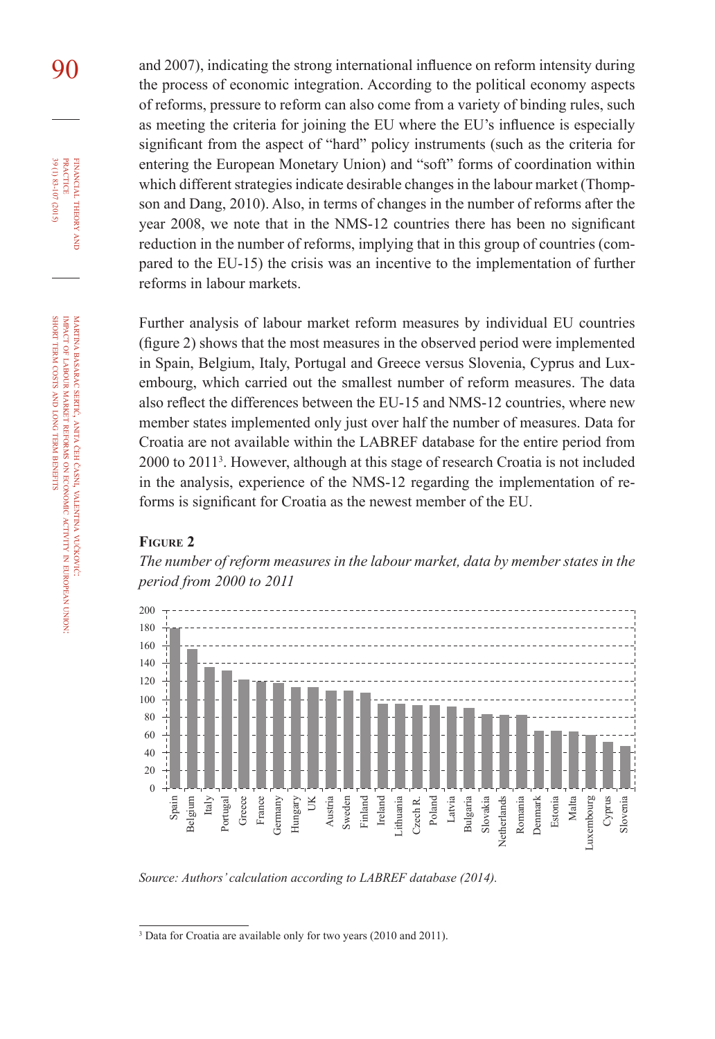and 2007), indicating the strong international influence on reform intensity during the process of economic integration. According to the political economy aspects of reforms, pressure to reform can also come from a variety of binding rules, such as meeting the criteria for joining the EU where the EU's influence is especially significant from the aspect of "hard" policy instruments (such as the criteria for entering the European Monetary Union) and "soft" forms of coordination within which different strategies indicate desirable changes in the labour market (Thompson and Dang, 2010). Also, in terms of changes in the number of reforms after the year 2008, we note that in the NMS-12 countries there has been no significant reduction in the number of reforms, implying that in this group of countries (compared to the EU-15) the crisis was an incentive to the implementation of further reforms in labour markets.

Further analysis of labour market reform measures by individual EU countries (figure 2) shows that the most measures in the observed period were implemented in Spain, Belgium, Italy, Portugal and Greece versus Slovenia, Cyprus and Luxembourg, which carried out the smallest number of reform measures. The data also reflect the differences between the EU-15 and NMS-12 countries, where new member states implemented only just over half the number of measures. Data for Croatia are not available within the LABREF database for the entire period from 2000 to 2011[3]. However, although at this stage of research Croatia is not included in the analysis, experience of the NMS-12 regarding the implementation of reforms is significant for Croatia as the newest member of the EU.

**Figure 2**

*The number of reform measures in the labour market, data by member states in the period from 2000 to 2011*

| Country | Number of reform measures (approx.) |
|---|---|
| Spain | 180 |
| Belgium | 156 |
| Italy | 136 |
| Portugal | 132 |
| Greece | 122 |
| France | 120 |
| Germany | 118 |
| Hungary | 114 |
| UK | 114 |
| Austria | 110 |
| Sweden | 110 |
| Finland | 108 |
| Ireland | 96 |
| Lithuania | 95 |
| Czech R. | 94 |
| Poland | 94 |
| Latvia | 92 |
| Bulgaria | 90 |
| Slovakia | 83 |
| Netherlands | 82 |
| Romania | 82 |
| Denmark | 65 |
| Estonia | 65 |
| Malta | 64 |
| Luxembourg | 60 |
| Cyprus | 52 |
| Slovenia | 47 |

*Source: Authors' calculation according to LABREF database (2014).*

[3] Data for Croatia are available only for two years (2010 and 2011).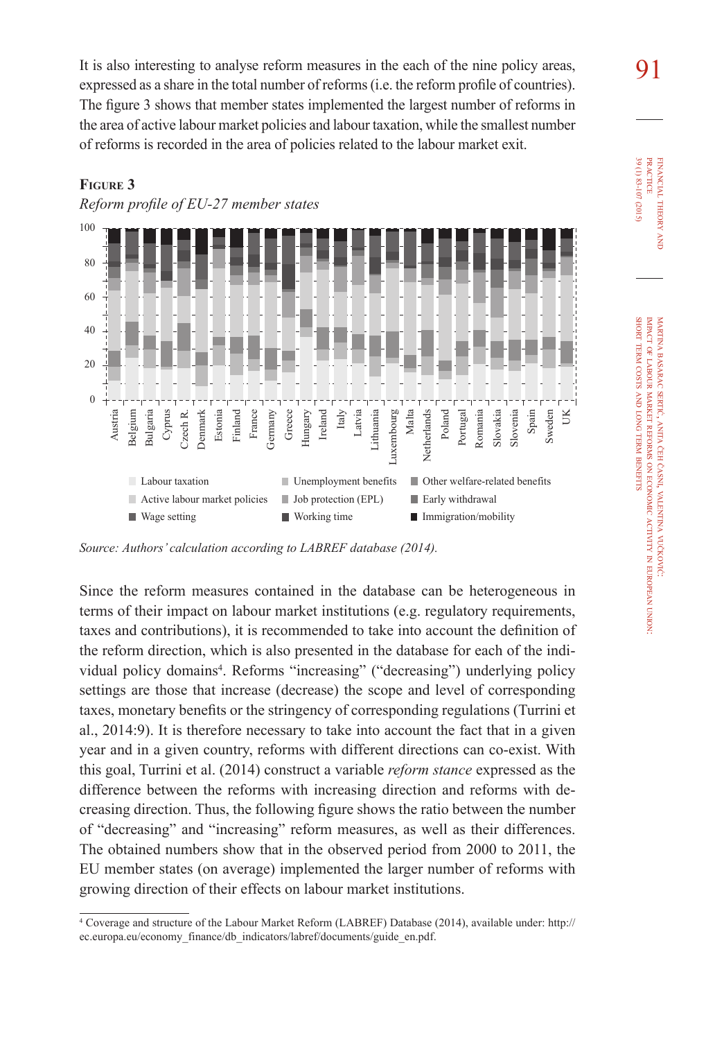It is also interesting to analyse reform measures in the each of the nine policy areas, expressed as a share in the total number of reforms (i.e. the reform profile of countries). The figure 3 shows that member states implemented the largest number of reforms in the area of active labour market policies and labour taxation, while the smallest number of reforms is recorded in the area of policies related to the labour market exit.

**Figure 3**

*Reform profile of EU-27 member states*

*Source: Authors' calculation according to LABREF database (2014).*

Since the reform measures contained in the database can be heterogeneous in terms of their impact on labour market institutions (e.g. regulatory requirements, taxes and contributions), it is recommended to take into account the definition of the reform direction, which is also presented in the database for each of the individual policy domains[4]. Reforms "increasing" ("decreasing") underlying policy settings are those that increase (decrease) the scope and level of corresponding taxes, monetary benefits or the stringency of corresponding regulations (Turrini et al., 2014:9). It is therefore necessary to take into account the fact that in a given year and in a given country, reforms with different directions can co-exist. With this goal, Turrini et al. (2014) construct a variable *reform stance* expressed as the difference between the reforms with increasing direction and reforms with decreasing direction. Thus, the following figure shows the ratio between the number of "decreasing" and "increasing" reform measures, as well as their differences. The obtained numbers show that in the observed period from 2000 to 2011, the EU member states (on average) implemented the larger number of reforms with growing direction of their effects on labour market institutions.

---

[4] Coverage and structure of the Labour Market Reform (LABREF) Database (2014), available under: http://ec.europa.eu/economy_finance/db_indicators/labref/documents/guide_en.pdf.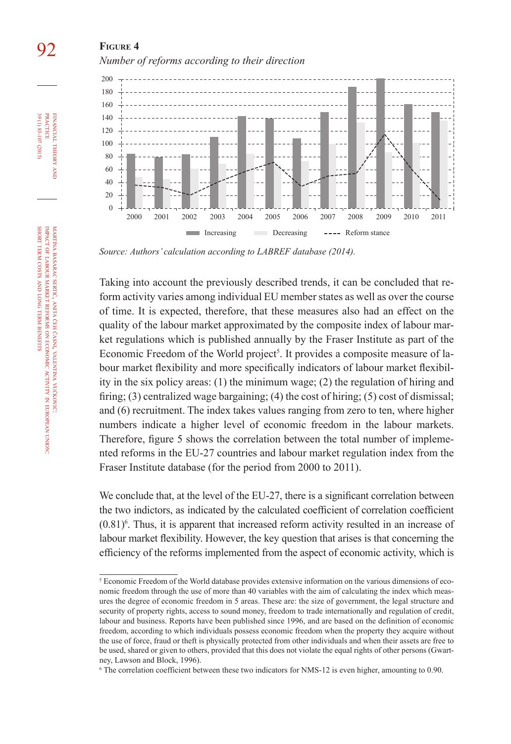**Figure 4**

*Number of reforms according to their direction*

*Source: Authors' calculation according to LABREF database (2014).*

Taking into account the previously described trends, it can be concluded that reform activity varies among individual EU member states as well as over the course of time. It is expected, therefore, that these measures also had an effect on the quality of the labour market approximated by the composite index of labour market regulations which is published annually by the Fraser Institute as part of the Economic Freedom of the World project[5]. It provides a composite measure of labour market flexibility and more specifically indicators of labour market flexibility in the six policy areas: (1) the minimum wage; (2) the regulation of hiring and firing; (3) centralized wage bargaining; (4) the cost of hiring; (5) cost of dismissal; and (6) recruitment. The index takes values ranging from zero to ten, where higher numbers indicate a higher level of economic freedom in the labour markets. Therefore, figure 5 shows the correlation between the total number of implemented reforms in the EU-27 countries and labour market regulation index from the Fraser Institute database (for the period from 2000 to 2011).

We conclude that, at the level of the EU-27, there is a significant correlation between the two indictors, as indicated by the calculated coefficient of correlation coefficient (0.81)[6]. Thus, it is apparent that increased reform activity resulted in an increase of labour market flexibility. However, the key question that arises is that concerning the efficiency of the reforms implemented from the aspect of economic activity, which is

---

[5] Economic Freedom of the World database provides extensive information on the various dimensions of economic freedom through the use of more than 40 variables with the aim of calculating the index which measures the degree of economic freedom in 5 areas. These are: the size of government, the legal structure and security of property rights, access to sound money, freedom to trade internationally and regulation of credit, labour and business. Reports have been published since 1996, and are based on the definition of economic freedom, according to which individuals possess economic freedom when the property they acquire without the use of force, fraud or theft is physically protected from other individuals and when their assets are free to be used, shared or given to others, provided that this does not violate the equal rights of other persons (Gwartney, Lawson and Block, 1996).

[6] The correlation coefficient between these two indicators for NMS-12 is even higher, amounting to 0.90.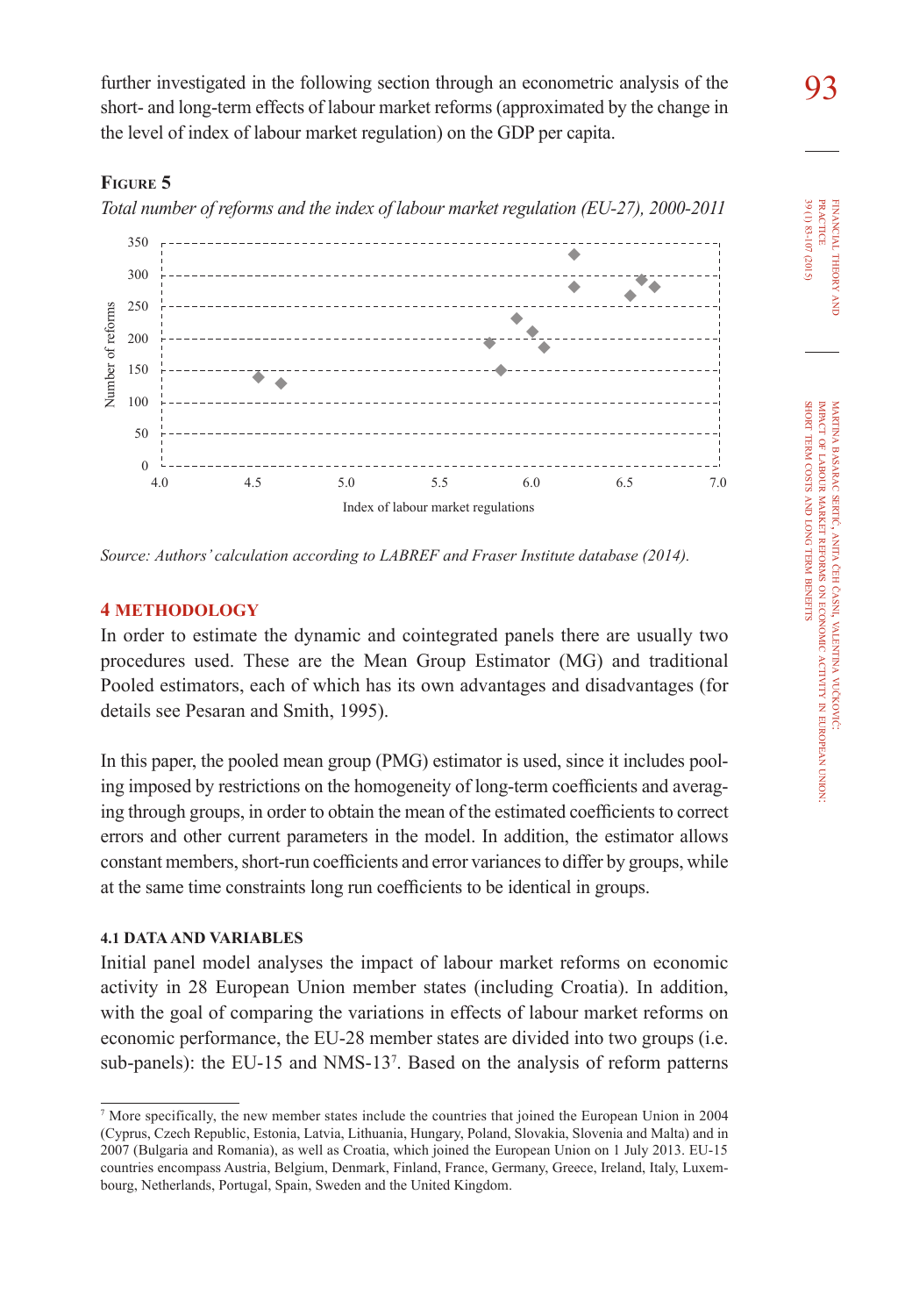further investigated in the following section through an econometric analysis of the short- and long-term effects of labour market reforms (approximated by the change in the level of index of labour market regulation) on the GDP per capita.

**Figure 5**

*Total number of reforms and the index of labour market regulation (EU-27), 2000-2011*

*Source: Authors' calculation according to LABREF and Fraser Institute database (2014).*

## 4 METHODOLOGY

In order to estimate the dynamic and cointegrated panels there are usually two procedures used. These are the Mean Group Estimator (MG) and traditional Pooled estimators, each of which has its own advantages and disadvantages (for details see Pesaran and Smith, 1995).

In this paper, the pooled mean group (PMG) estimator is used, since it includes pooling imposed by restrictions on the homogeneity of long-term coefficients and averaging through groups, in order to obtain the mean of the estimated coefficients to correct errors and other current parameters in the model. In addition, the estimator allows constant members, short-run coefficients and error variances to differ by groups, while at the same time constraints long run coefficients to be identical in groups.

### 4.1 DATA AND VARIABLES

Initial panel model analyses the impact of labour market reforms on economic activity in 28 European Union member states (including Croatia). In addition, with the goal of comparing the variations in effects of labour market reforms on economic performance, the EU-28 member states are divided into two groups (i.e. sub-panels): the EU-15 and NMS-13[7]. Based on the analysis of reform patterns

---

[7] More specifically, the new member states include the countries that joined the European Union in 2004 (Cyprus, Czech Republic, Estonia, Latvia, Lithuania, Hungary, Poland, Slovakia, Slovenia and Malta) and in 2007 (Bulgaria and Romania), as well as Croatia, which joined the European Union on 1 July 2013. EU-15 countries encompass Austria, Belgium, Denmark, Finland, France, Germany, Greece, Ireland, Italy, Luxembourg, Netherlands, Portugal, Spain, Sweden and the United Kingdom.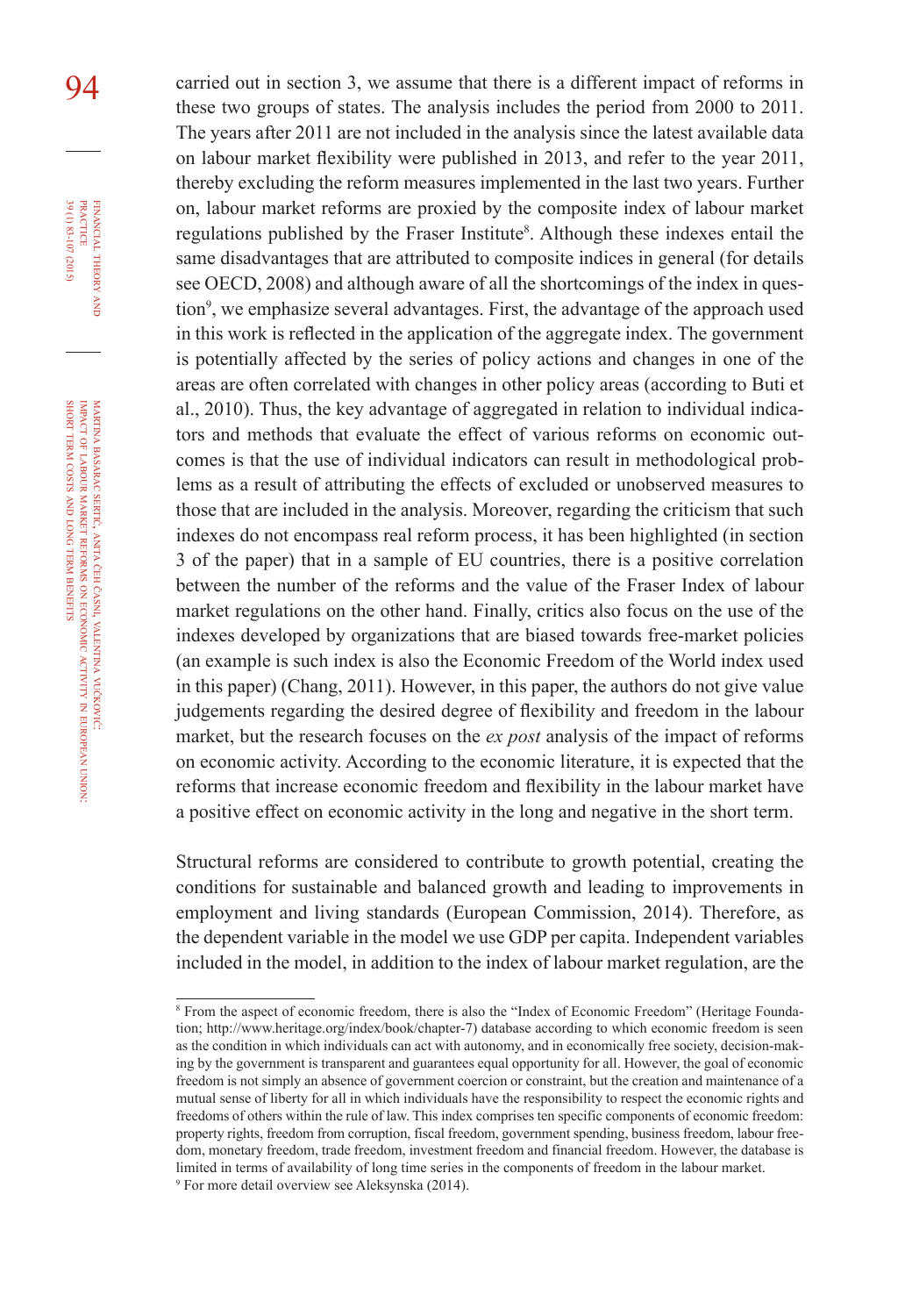carried out in section 3, we assume that there is a different impact of reforms in these two groups of states. The analysis includes the period from 2000 to 2011. The years after 2011 are not included in the analysis since the latest available data on labour market flexibility were published in 2013, and refer to the year 2011, thereby excluding the reform measures implemented in the last two years. Further on, labour market reforms are proxied by the composite index of labour market regulations published by the Fraser Institute[8]. Although these indexes entail the same disadvantages that are attributed to composite indices in general (for details see OECD, 2008) and although aware of all the shortcomings of the index in question[9], we emphasize several advantages. First, the advantage of the approach used in this work is reflected in the application of the aggregate index. The government is potentially affected by the series of policy actions and changes in one of the areas are often correlated with changes in other policy areas (according to Buti et al., 2010). Thus, the key advantage of aggregated in relation to individual indicators and methods that evaluate the effect of various reforms on economic outcomes is that the use of individual indicators can result in methodological problems as a result of attributing the effects of excluded or unobserved measures to those that are included in the analysis. Moreover, regarding the criticism that such indexes do not encompass real reform process, it has been highlighted (in section 3 of the paper) that in a sample of EU countries, there is a positive correlation between the number of the reforms and the value of the Fraser Index of labour market regulations on the other hand. Finally, critics also focus on the use of the indexes developed by organizations that are biased towards free-market policies (an example is such index is also the Economic Freedom of the World index used in this paper) (Chang, 2011). However, in this paper, the authors do not give value judgements regarding the desired degree of flexibility and freedom in the labour market, but the research focuses on the *ex post* analysis of the impact of reforms on economic activity. According to the economic literature, it is expected that the reforms that increase economic freedom and flexibility in the labour market have a positive effect on economic activity in the long and negative in the short term.

Structural reforms are considered to contribute to growth potential, creating the conditions for sustainable and balanced growth and leading to improvements in employment and living standards (European Commission, 2014). Therefore, as the dependent variable in the model we use GDP per capita. Independent variables included in the model, in addition to the index of labour market regulation, are the

---

[8] From the aspect of economic freedom, there is also the "Index of Economic Freedom" (Heritage Foundation; http://www.heritage.org/index/book/chapter-7) database according to which economic freedom is seen as the condition in which individuals can act with autonomy, and in economically free society, decision-making by the government is transparent and guarantees equal opportunity for all. However, the goal of economic freedom is not simply an absence of government coercion or constraint, but the creation and maintenance of a mutual sense of liberty for all in which individuals have the responsibility to respect the economic rights and freedoms of others within the rule of law. This index comprises ten specific components of economic freedom: property rights, freedom from corruption, fiscal freedom, government spending, business freedom, labour freedom, monetary freedom, trade freedom, investment freedom and financial freedom. However, the database is limited in terms of availability of long time series in the components of freedom in the labour market.

[9] For more detail overview see Aleksynska (2014).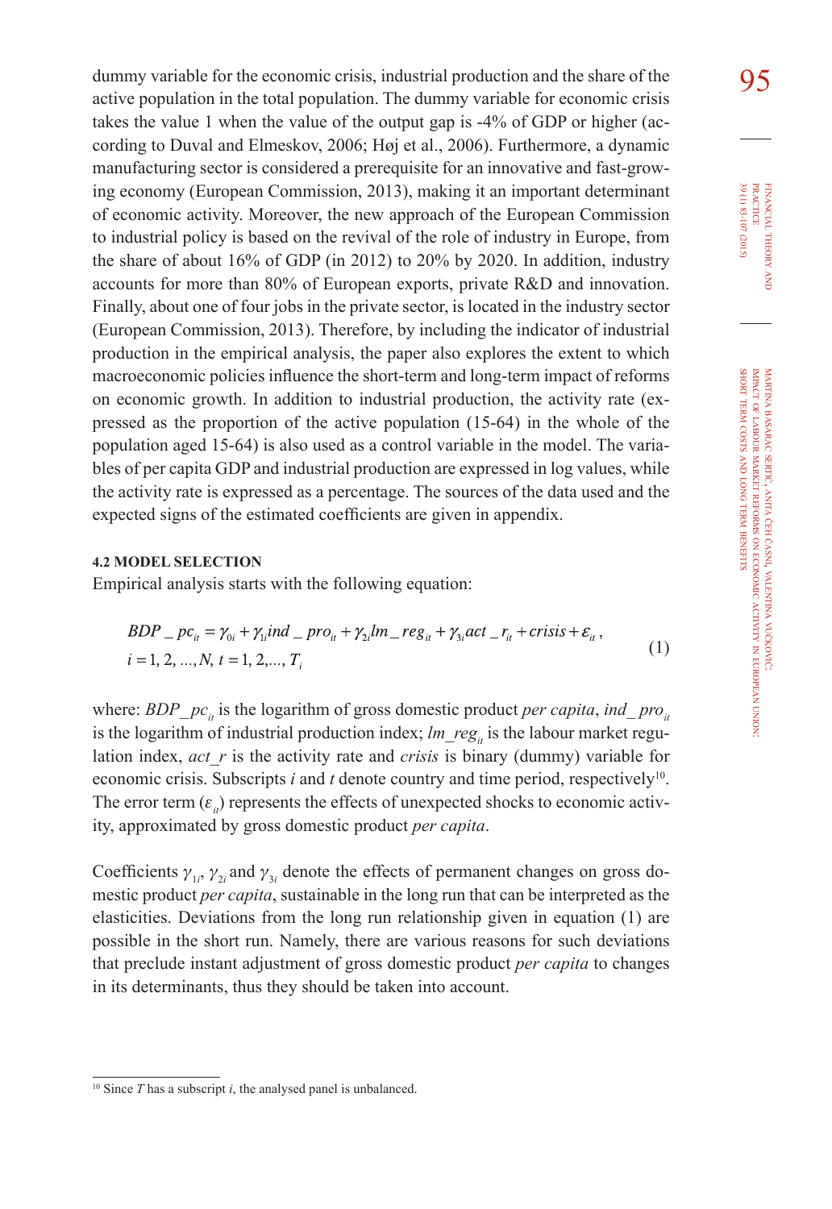dummy variable for the economic crisis, industrial production and the share of the active population in the total population. The dummy variable for economic crisis takes the value 1 when the value of the output gap is -4% of GDP or higher (according to Duval and Elmeskov, 2006; Høj et al., 2006). Furthermore, a dynamic manufacturing sector is considered a prerequisite for an innovative and fast-growing economy (European Commission, 2013), making it an important determinant of economic activity. Moreover, the new approach of the European Commission to industrial policy is based on the revival of the role of industry in Europe, from the share of about 16% of GDP (in 2012) to 20% by 2020. In addition, industry accounts for more than 80% of European exports, private R&D and innovation. Finally, about one of four jobs in the private sector, is located in the industry sector (European Commission, 2013). Therefore, by including the indicator of industrial production in the empirical analysis, the paper also explores the extent to which macroeconomic policies influence the short-term and long-term impact of reforms on economic growth. In addition to industrial production, the activity rate (expressed as the proportion of the active population (15-64) in the whole of the population aged 15-64) is also used as a control variable in the model. The variables of per capita GDP and industrial production are expressed in log values, while the activity rate is expressed as a percentage. The sources of the data used and the expected signs of the estimated coefficients are given in appendix.

#### 4.2 MODEL SELECTION

Empirical analysis starts with the following equation:

$$BDP\_pc_{it} = \gamma_{0i} + \gamma_{1i} ind\_pro_{it} + \gamma_{2i} lm\_reg_{it} + \gamma_{3i} act\_r_{it} + crisis + \varepsilon_{it}, \quad i = 1, 2, ..., N, \; t = 1, 2, ..., T_i \tag{1}$$

where: $BDP\_pc_{it}$ is the logarithm of gross domestic product *per capita*, $ind\_pro_{it}$ is the logarithm of industrial production index; $lm\_reg_{it}$ is the labour market regulation index, $act\_r$ is the activity rate and *crisis* is binary (dummy) variable for economic crisis. Subscripts $i$ and $t$ denote country and time period, respectively[10]. The error term ($\varepsilon_{it}$) represents the effects of unexpected shocks to economic activity, approximated by gross domestic product *per capita*.

Coefficients $\gamma_{1i}$, $\gamma_{2i}$ and $\gamma_{3i}$ denote the effects of permanent changes on gross domestic product *per capita*, sustainable in the long run that can be interpreted as the elasticities. Deviations from the long run relationship given in equation (1) are possible in the short run. Namely, there are various reasons for such deviations that preclude instant adjustment of gross domestic product *per capita* to changes in its determinants, thus they should be taken into account.

[10] Since $T$ has a subscript $i$, the analysed panel is unbalanced.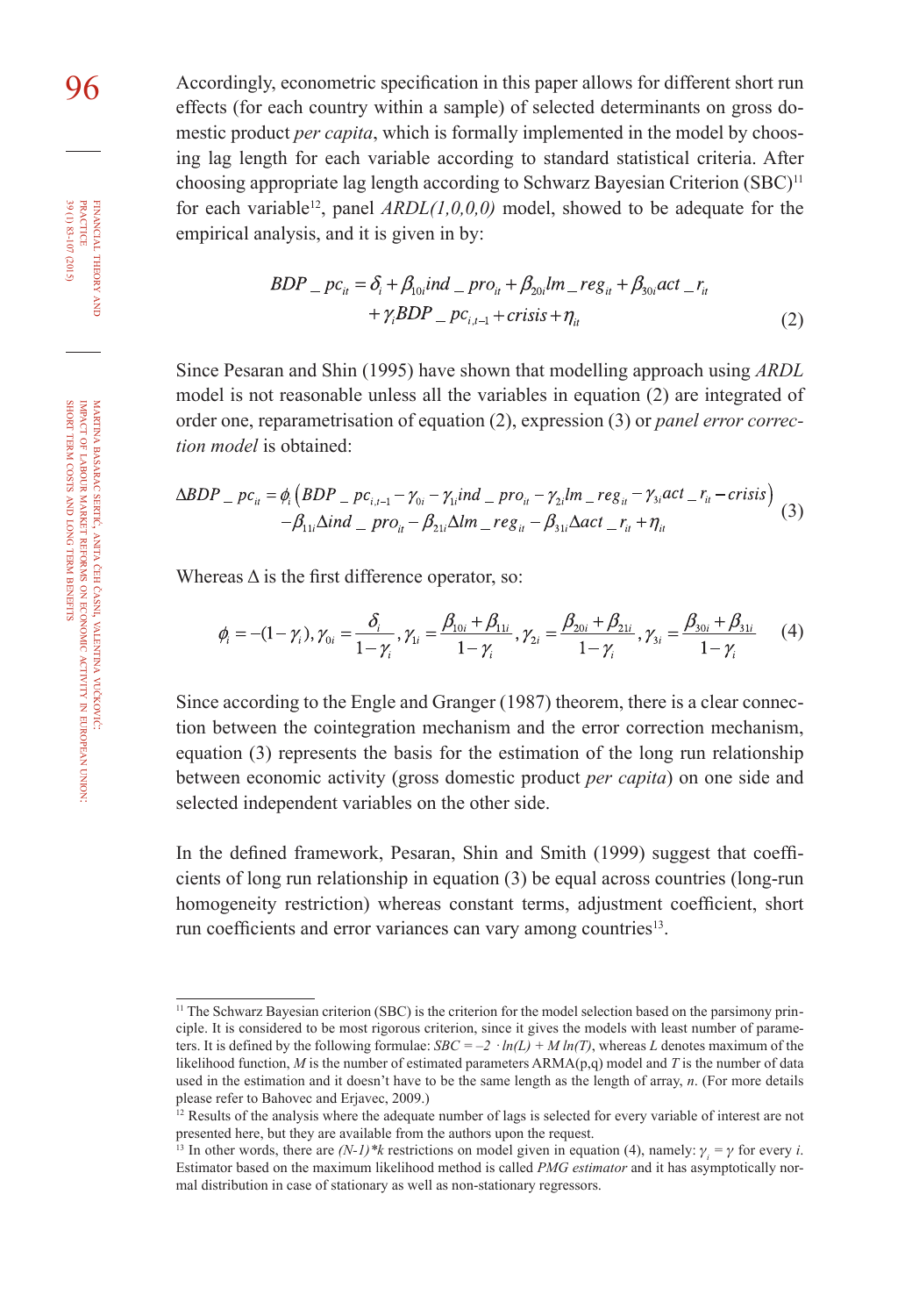Accordingly, econometric specification in this paper allows for different short run effects (for each country within a sample) of selected determinants on gross domestic product *per capita*, which is formally implemented in the model by choosing lag length for each variable according to standard statistical criteria. After choosing appropriate lag length according to Schwarz Bayesian Criterion (SBC)[11] for each variable[12], panel *ARDL(1,0,0,0)* model, showed to be adequate for the empirical analysis, and it is given in by:

$$BDP\_pc_{it} = \delta_i + \beta_{10i} ind\_pro_{it} + \beta_{20i} lm\_reg_{it} + \beta_{30i} act\_r_{it} + \gamma_i BDP\_pc_{i,t-1} + crisis + \eta_{it} \tag{2}$$

Since Pesaran and Shin (1995) have shown that modelling approach using *ARDL* model is not reasonable unless all the variables in equation (2) are integrated of order one, reparametrisation of equation (2), expression (3) or *panel error correction model* is obtained:

$$\Delta BDP\_pc_{it} = \phi_i \left( BDP\_pc_{i,t-1} - \gamma_{0i} - \gamma_{1i} ind\_pro_{it} - \gamma_{2i} lm\_reg_{it} - \gamma_{3i} act\_r_{it} - crisis \right) - \beta_{11i} \Delta ind\_pro_{it} - \beta_{21i} \Delta lm\_reg_{it} - \beta_{31i} \Delta act\_r_{it} + \eta_{it} \tag{3}$$

Whereas $\Delta$ is the first difference operator, so:

$$\phi_i = -(1-\gamma_i), \gamma_{0i} = \frac{\delta_i}{1-\gamma_i}, \gamma_{1i} = \frac{\beta_{10i} + \beta_{11i}}{1-\gamma_i}, \gamma_{2i} = \frac{\beta_{20i} + \beta_{21i}}{1-\gamma_i}, \gamma_{3i} = \frac{\beta_{30i} + \beta_{31i}}{1-\gamma_i} \tag{4}$$

Since according to the Engle and Granger (1987) theorem, there is a clear connection between the cointegration mechanism and the error correction mechanism, equation (3) represents the basis for the estimation of the long run relationship between economic activity (gross domestic product *per capita*) on one side and selected independent variables on the other side.

In the defined framework, Pesaran, Shin and Smith (1999) suggest that coefficients of long run relationship in equation (3) be equal across countries (long-run homogeneity restriction) whereas constant terms, adjustment coefficient, short run coefficients and error variances can vary among countries[13].

---

[11] The Schwarz Bayesian criterion (SBC) is the criterion for the model selection based on the parsimony principle. It is considered to be most rigorous criterion, since it gives the models with least number of parameters. It is defined by the following formulae: $SBC = -2 \cdot ln(L) + M\, ln(T)$, whereas $L$ denotes maximum of the likelihood function, $M$ is the number of estimated parameters ARMA(p,q) model and $T$ is the number of data used in the estimation and it doesn't have to be the same length as the length of array, $n$. (For more details please refer to Bahovec and Erjavec, 2009.)

[12] Results of the analysis where the adequate number of lags is selected for every variable of interest are not presented here, but they are available from the authors upon the request.

[13] In other words, there are $(N-1)*k$ restrictions on model given in equation (4), namely: $\gamma_i = \gamma$ for every $i$. Estimator based on the maximum likelihood method is called *PMG estimator* and it has asymptotically normal distribution in case of stationary as well as non-stationary regressors.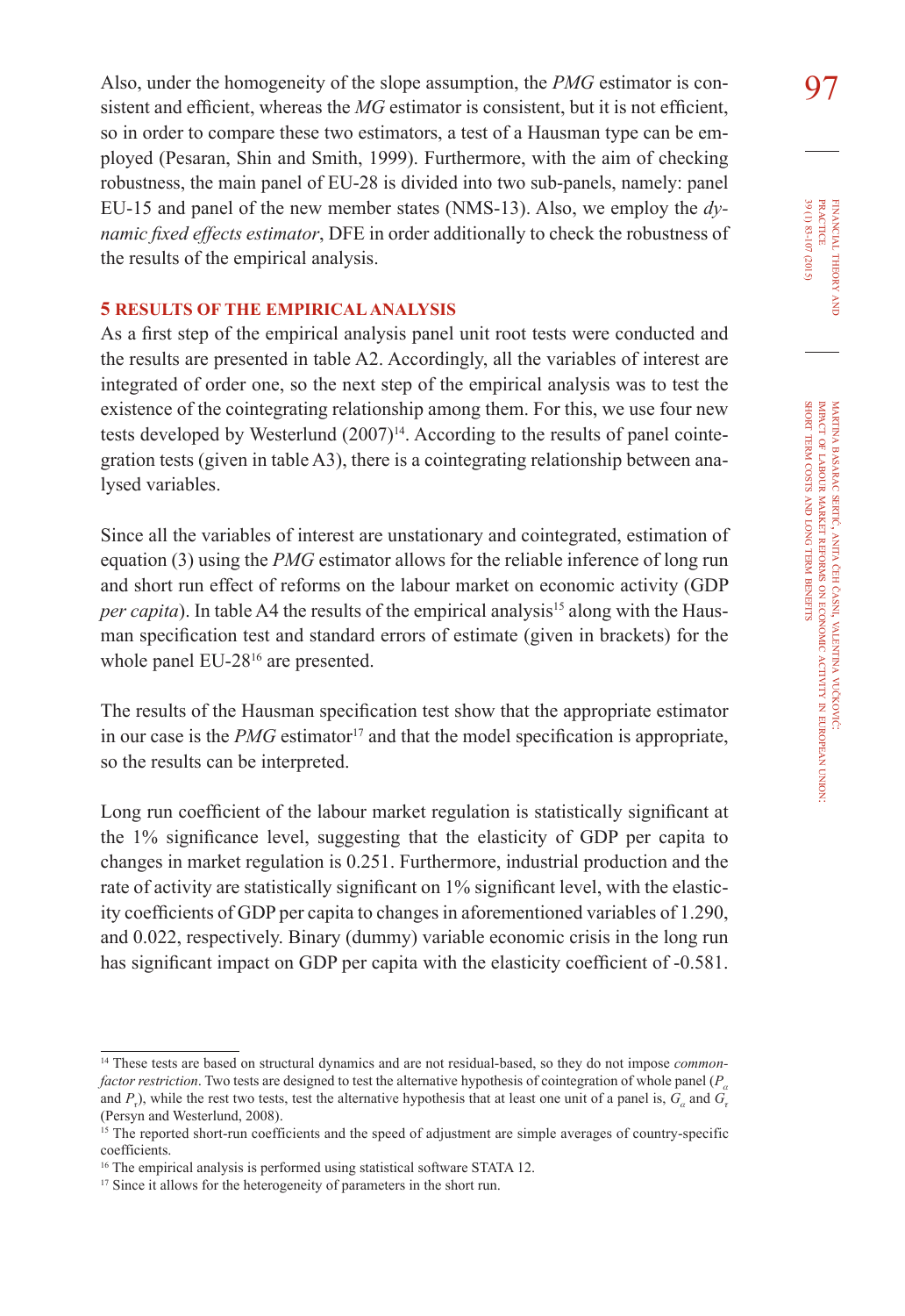Also, under the homogeneity of the slope assumption, the *PMG* estimator is consistent and efficient, whereas the *MG* estimator is consistent, but it is not efficient, so in order to compare these two estimators, a test of a Hausman type can be employed (Pesaran, Shin and Smith, 1999). Furthermore, with the aim of checking robustness, the main panel of EU-28 is divided into two sub-panels, namely: panel EU-15 and panel of the new member states (NMS-13). Also, we employ the *dynamic fixed effects estimator*, DFE in order additionally to check the robustness of the results of the empirical analysis.

## 5 RESULTS OF THE EMPIRICAL ANALYSIS

As a first step of the empirical analysis panel unit root tests were conducted and the results are presented in table A2. Accordingly, all the variables of interest are integrated of order one, so the next step of the empirical analysis was to test the existence of the cointegrating relationship among them. For this, we use four new tests developed by Westerlund (2007)[14]. According to the results of panel cointegration tests (given in table A3), there is a cointegrating relationship between analysed variables.

Since all the variables of interest are unstationary and cointegrated, estimation of equation (3) using the *PMG* estimator allows for the reliable inference of long run and short run effect of reforms on the labour market on economic activity (GDP *per capita*). In table A4 the results of the empirical analysis[15] along with the Hausman specification test and standard errors of estimate (given in brackets) for the whole panel EU-28[16] are presented.

The results of the Hausman specification test show that the appropriate estimator in our case is the *PMG* estimator[17] and that the model specification is appropriate, so the results can be interpreted.

Long run coefficient of the labour market regulation is statistically significant at the 1% significance level, suggesting that the elasticity of GDP per capita to changes in market regulation is 0.251. Furthermore, industrial production and the rate of activity are statistically significant on 1% significant level, with the elasticity coefficients of GDP per capita to changes in aforementioned variables of 1.290, and 0.022, respectively. Binary (dummy) variable economic crisis in the long run has significant impact on GDP per capita with the elasticity coefficient of -0.581.

---

[14] These tests are based on structural dynamics and are not residual-based, so they do not impose *common-factor restriction*. Two tests are designed to test the alternative hypothesis of cointegration of whole panel ($P_\alpha$ and $P_\tau$), while the rest two tests, test the alternative hypothesis that at least one unit of a panel is, $G_\alpha$ and $G_\tau$ (Persyn and Westerlund, 2008).

[15] The reported short-run coefficients and the speed of adjustment are simple averages of country-specific coefficients.

[16] The empirical analysis is performed using statistical software STATA 12.

[17] Since it allows for the heterogeneity of parameters in the short run.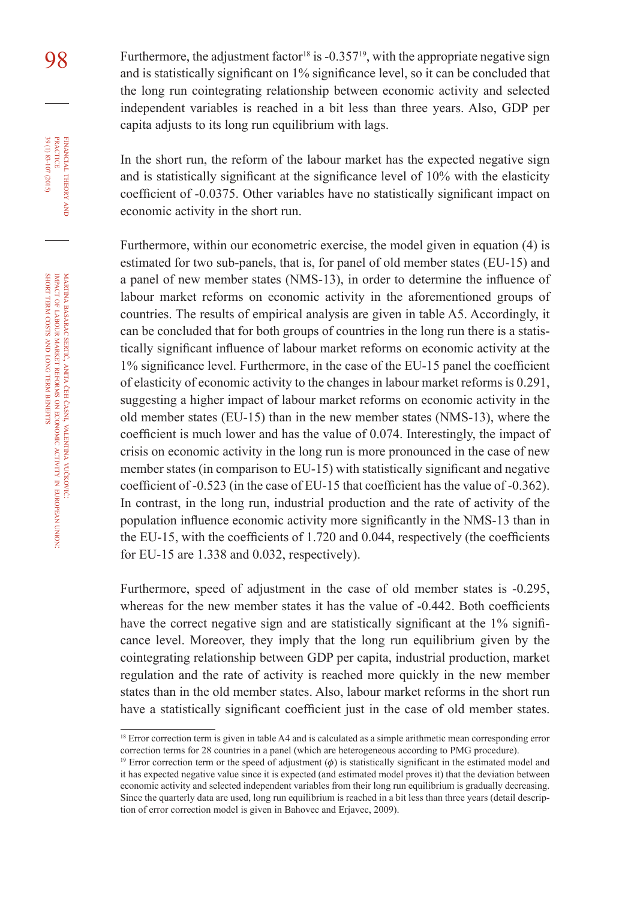Furthermore, the adjustment factor[18] is -0.357[19], with the appropriate negative sign and is statistically significant on 1% significance level, so it can be concluded that the long run cointegrating relationship between economic activity and selected independent variables is reached in a bit less than three years. Also, GDP per capita adjusts to its long run equilibrium with lags.

In the short run, the reform of the labour market has the expected negative sign and is statistically significant at the significance level of 10% with the elasticity coefficient of -0.0375. Other variables have no statistically significant impact on economic activity in the short run.

Furthermore, within our econometric exercise, the model given in equation (4) is estimated for two sub-panels, that is, for panel of old member states (EU-15) and a panel of new member states (NMS-13), in order to determine the influence of labour market reforms on economic activity in the aforementioned groups of countries. The results of empirical analysis are given in table A5. Accordingly, it can be concluded that for both groups of countries in the long run there is a statistically significant influence of labour market reforms on economic activity at the 1% significance level. Furthermore, in the case of the EU-15 panel the coefficient of elasticity of economic activity to the changes in labour market reforms is 0.291, suggesting a higher impact of labour market reforms on economic activity in the old member states (EU-15) than in the new member states (NMS-13), where the coefficient is much lower and has the value of 0.074. Interestingly, the impact of crisis on economic activity in the long run is more pronounced in the case of new member states (in comparison to EU-15) with statistically significant and negative coefficient of -0.523 (in the case of EU-15 that coefficient has the value of -0.362). In contrast, in the long run, industrial production and the rate of activity of the population influence economic activity more significantly in the NMS-13 than in the EU-15, with the coefficients of 1.720 and 0.044, respectively (the coefficients for EU-15 are 1.338 and 0.032, respectively).

Furthermore, speed of adjustment in the case of old member states is -0.295, whereas for the new member states it has the value of -0.442. Both coefficients have the correct negative sign and are statistically significant at the 1% significance level. Moreover, they imply that the long run equilibrium given by the cointegrating relationship between GDP per capita, industrial production, market regulation and the rate of activity is reached more quickly in the new member states than in the old member states. Also, labour market reforms in the short run have a statistically significant coefficient just in the case of old member states.

---

[18] Error correction term is given in table A4 and is calculated as a simple arithmetic mean corresponding error correction terms for 28 countries in a panel (which are heterogeneous according to PMG procedure).

[19] Error correction term or the speed of adjustment ($\phi$) is statistically significant in the estimated model and it has expected negative value since it is expected (and estimated model proves it) that the deviation between economic activity and selected independent variables from their long run equilibrium is gradually decreasing. Since the quarterly data are used, long run equilibrium is reached in a bit less than three years (detail description of error correction model is given in Bahovec and Erjavec, 2009).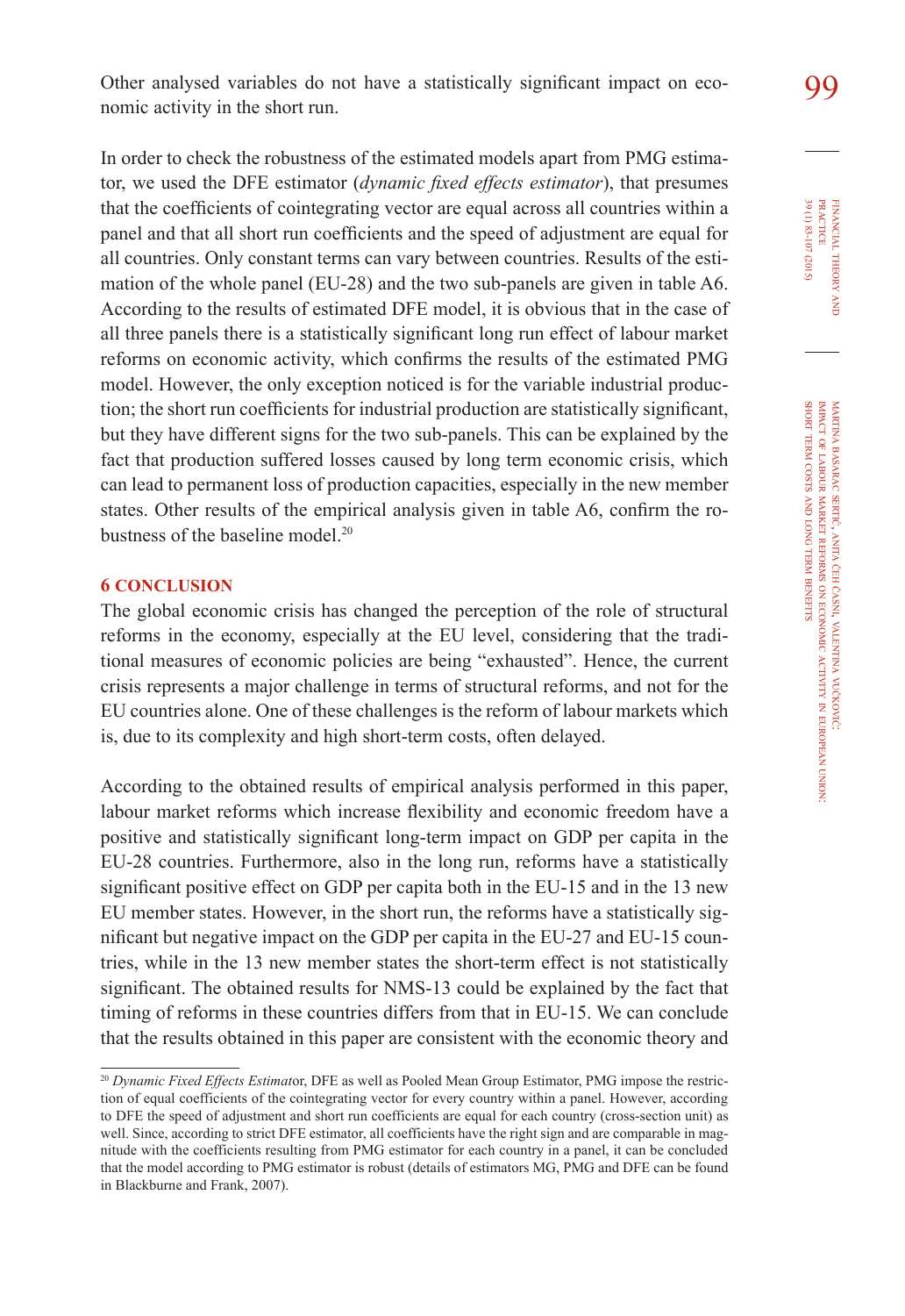Other analysed variables do not have a statistically significant impact on economic activity in the short run.

In order to check the robustness of the estimated models apart from PMG estimator, we used the DFE estimator (*dynamic fixed effects estimator*), that presumes that the coefficients of cointegrating vector are equal across all countries within a panel and that all short run coefficients and the speed of adjustment are equal for all countries. Only constant terms can vary between countries. Results of the estimation of the whole panel (EU-28) and the two sub-panels are given in table A6. According to the results of estimated DFE model, it is obvious that in the case of all three panels there is a statistically significant long run effect of labour market reforms on economic activity, which confirms the results of the estimated PMG model. However, the only exception noticed is for the variable industrial production; the short run coefficients for industrial production are statistically significant, but they have different signs for the two sub-panels. This can be explained by the fact that production suffered losses caused by long term economic crisis, which can lead to permanent loss of production capacities, especially in the new member states. Other results of the empirical analysis given in table A6, confirm the robustness of the baseline model.[20]

## 6 CONCLUSION

The global economic crisis has changed the perception of the role of structural reforms in the economy, especially at the EU level, considering that the traditional measures of economic policies are being "exhausted". Hence, the current crisis represents a major challenge in terms of structural reforms, and not for the EU countries alone. One of these challenges is the reform of labour markets which is, due to its complexity and high short-term costs, often delayed.

According to the obtained results of empirical analysis performed in this paper, labour market reforms which increase flexibility and economic freedom have a positive and statistically significant long-term impact on GDP per capita in the EU-28 countries. Furthermore, also in the long run, reforms have a statistically significant positive effect on GDP per capita both in the EU-15 and in the 13 new EU member states. However, in the short run, the reforms have a statistically significant but negative impact on the GDP per capita in the EU-27 and EU-15 countries, while in the 13 new member states the short-term effect is not statistically significant. The obtained results for NMS-13 could be explained by the fact that timing of reforms in these countries differs from that in EU-15. We can conclude that the results obtained in this paper are consistent with the economic theory and

[20] *Dynamic Fixed Effects Estimat*or, DFE as well as Pooled Mean Group Estimator, PMG impose the restriction of equal coefficients of the cointegrating vector for every country within a panel. However, according to DFE the speed of adjustment and short run coefficients are equal for each country (cross-section unit) as well. Since, according to strict DFE estimator, all coefficients have the right sign and are comparable in magnitude with the coefficients resulting from PMG estimator for each country in a panel, it can be concluded that the model according to PMG estimator is robust (details of estimators MG, PMG and DFE can be found in Blackburne and Frank, 2007).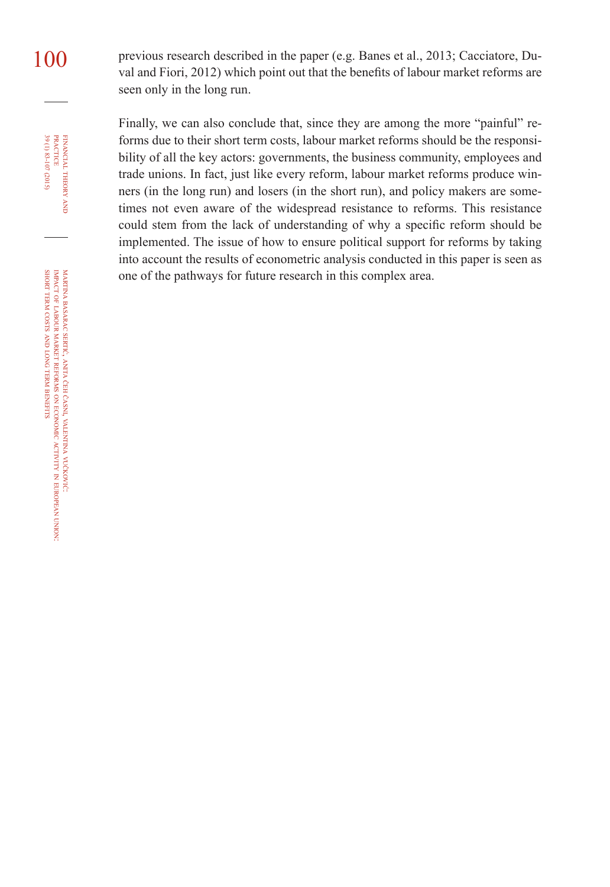previous research described in the paper (e.g. Banes et al., 2013; Cacciatore, Duval and Fiori, 2012) which point out that the benefits of labour market reforms are seen only in the long run.

Finally, we can also conclude that, since they are among the more "painful" reforms due to their short term costs, labour market reforms should be the responsibility of all the key actors: governments, the business community, employees and trade unions. In fact, just like every reform, labour market reforms produce winners (in the long run) and losers (in the short run), and policy makers are sometimes not even aware of the widespread resistance to reforms. This resistance could stem from the lack of understanding of why a specific reform should be implemented. The issue of how to ensure political support for reforms by taking into account the results of econometric analysis conducted in this paper is seen as one of the pathways for future research in this complex area.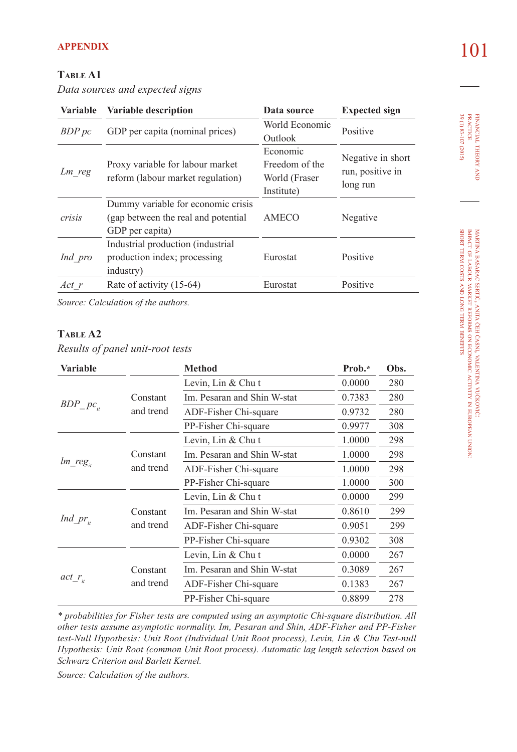## APPENDIX

**TABLE A1**

*Data sources and expected signs*

| Variable | Variable description | Data source | Expected sign |
|---|---|---|---|
| *BDP pc* | GDP per capita (nominal prices) | World Economic Outlook | Positive |
| *Lm_reg* | Proxy variable for labour market reform (labour market regulation) | Economic Freedom of the World (Fraser Institute) | Negative in short run, positive in long run |
| *crisis* | Dummy variable for economic crisis (gap between the real and potential GDP per capita) | AMECO | Negative |
| *Ind_pro* | Industrial production (industrial production index; processing industry) | Eurostat | Positive |
| *Act_r* | Rate of activity (15-64) | Eurostat | Positive |

*Source: Calculation of the authors.*

**TABLE A2**

*Results of panel unit-root tests*

| Variable | | Method | Prob.* | Obs. |
|---|---|---|---|---|
| $BDP\_pc_{it}$ | Constant and trend | Levin, Lin & Chu t | 0.0000 | 280 |
| | | Im. Pesaran and Shin W-stat | 0.7383 | 280 |
| | | ADF-Fisher Chi-square | 0.9732 | 280 |
| | | PP-Fisher Chi-square | 0.9977 | 308 |
| $lm\_reg_{it}$ | Constant and trend | Levin, Lin & Chu t | 1.0000 | 298 |
| | | Im. Pesaran and Shin W-stat | 1.0000 | 298 |
| | | ADF-Fisher Chi-square | 1.0000 | 298 |
| | | PP-Fisher Chi-square | 1.0000 | 300 |
| $Ind\_pr_{it}$ | Constant and trend | Levin, Lin & Chu t | 0.0000 | 299 |
| | | Im. Pesaran and Shin W-stat | 0.8610 | 299 |
| | | ADF-Fisher Chi-square | 0.9051 | 299 |
| | | PP-Fisher Chi-square | 0.9302 | 308 |
| $act\_r_{it}$ | Constant and trend | Levin, Lin & Chu t | 0.0000 | 267 |
| | | Im. Pesaran and Shin W-stat | 0.3089 | 267 |
| | | ADF-Fisher Chi-square | 0.1383 | 267 |
| | | PP-Fisher Chi-square | 0.8899 | 278 |

*\* probabilities for Fisher tests are computed using an asymptotic Chi-square distribution. All other tests assume asymptotic normality. Im, Pesaran and Shin, ADF-Fisher and PP-Fisher test-Null Hypothesis: Unit Root (Individual Unit Root process), Levin, Lin & Chu Test-null Hypothesis: Unit Root (common Unit Root process). Automatic lag length selection based on Schwarz Criterion and Barlett Kernel.*

*Source: Calculation of the authors.*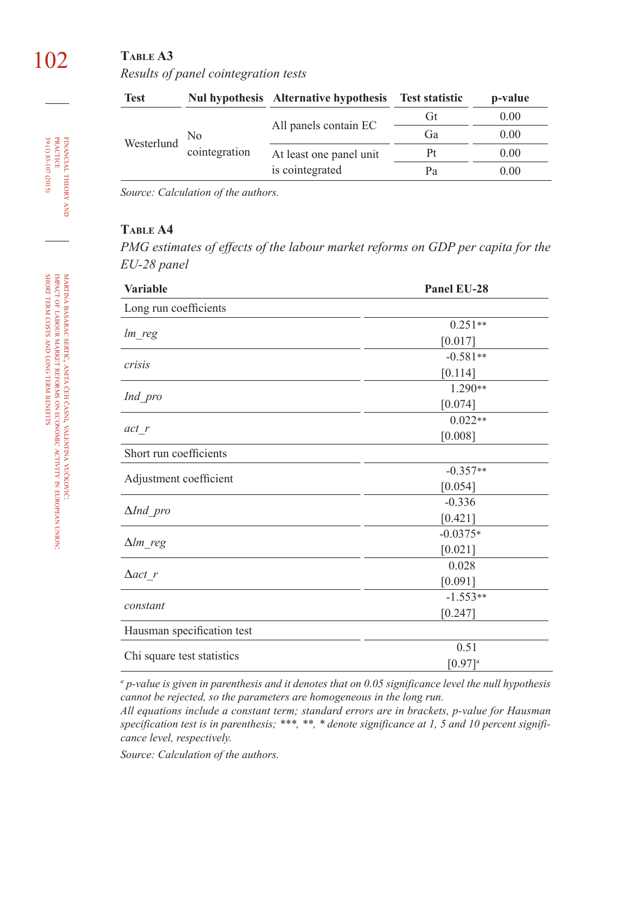**Table A3**

*Results of panel cointegration tests*

| Test | Nul hypothesis | Alternative hypothesis | Test statistic | p-value |
|---|---|---|---|---|
| Westerlund | No cointegration | All panels contain EC | Gt | 0.00 |
| | | | Ga | 0.00 |
| | | At least one panel unit is cointegrated | Pt | 0.00 |
| | | | Pa | 0.00 |

*Source: Calculation of the authors.*

**Table A4**

*PMG estimates of effects of the labour market reforms on GDP per capita for the EU-28 panel*

| Variable | Panel EU-28 |
|---|---|
| Long run coefficients | |
| *lm_reg* | 0.251** [0.017] |
| *crisis* | -0.581** [0.114] |
| *Ind_pro* | 1.290** [0.074] |
| *act_r* | 0.022** [0.008] |
| Short run coefficients | |
| Adjustment coefficient | -0.357** [0.054] |
| Δ*Ind_pro* | -0.336 [0.421] |
| Δ*lm_reg* | -0.0375* [0.021] |
| Δ*act_r* | 0.028 [0.091] |
| *constant* | -1.553** [0.247] |
| Hausman specification test | |
| Chi square test statistics | 0.51 [0.97][a] |

[a] *p-value is given in parenthesis and it denotes that on 0.05 significance level the null hypothesis cannot be rejected, so the parameters are homogeneous in the long run.*

*All equations include a constant term; standard errors are in brackets, p-value for Hausman specification test is in parenthesis; ***, **, * denote significance at 1, 5 and 10 percent significance level, respectively.*

*Source: Calculation of the authors.*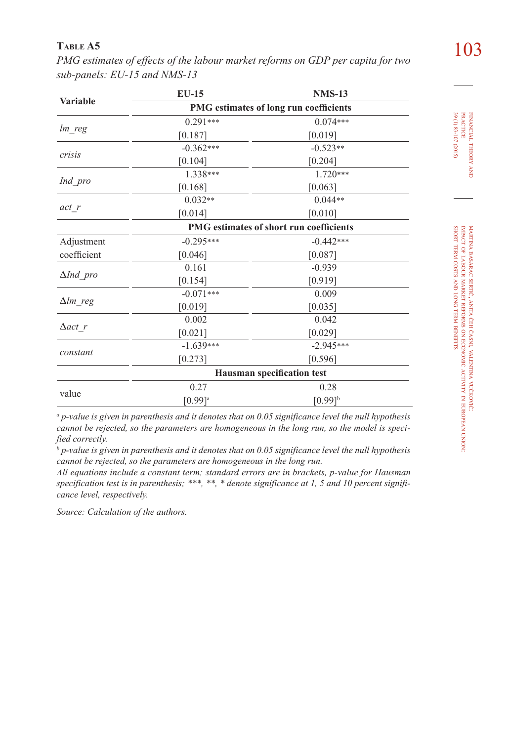**Table A5**

*PMG estimates of effects of the labour market reforms on GDP per capita for two sub-panels: EU-15 and NMS-13*

| Variable | EU-15 | NMS-13 |
|---|---|---|
| | PMG estimates of long run coefficients | |
| *lm_reg* | 0.291*** | 0.074*** |
| | [0.187] | [0.019] |
| *crisis* | -0.362*** | -0.523** |
| | [0.104] | [0.204] |
| *Ind_pro* | 1.338*** | 1.720*** |
| | [0.168] | [0.063] |
| *act_r* | 0.032** | 0.044** |
| | [0.014] | [0.010] |
| | PMG estimates of short run coefficients | |
| Adjustment coefficient | -0.295*** | -0.442*** |
| | [0.046] | [0.087] |
| $\Delta$*Ind_pro* | 0.161 | -0.939 |
| | [0.154] | [0.919] |
| $\Delta$*lm_reg* | -0.071*** | 0.009 |
| | [0.019] | [0.035] |
| $\Delta$*act_r* | 0.002 | 0.042 |
| | [0.021] | [0.029] |
| *constant* | -1.639*** | -2.945*** |
| | [0.273] | [0.596] |
| | Hausman specification test | |
| value | 0.27 | 0.28 |
| | [0.99][a] | [0.99][b] |

[a] *p-value is given in parenthesis and it denotes that on 0.05 significance level the null hypothesis cannot be rejected, so the parameters are homogeneous in the long run, so the model is specified correctly.*

[b] *p-value is given in parenthesis and it denotes that on 0.05 significance level the null hypothesis cannot be rejected, so the parameters are homogeneous in the long run.*

*All equations include a constant term; standard errors are in brackets, p-value for Hausman specification test is in parenthesis; \*\*\*, \*\*, \* denote significance at 1, 5 and 10 percent significance level, respectively.*

*Source: Calculation of the authors.*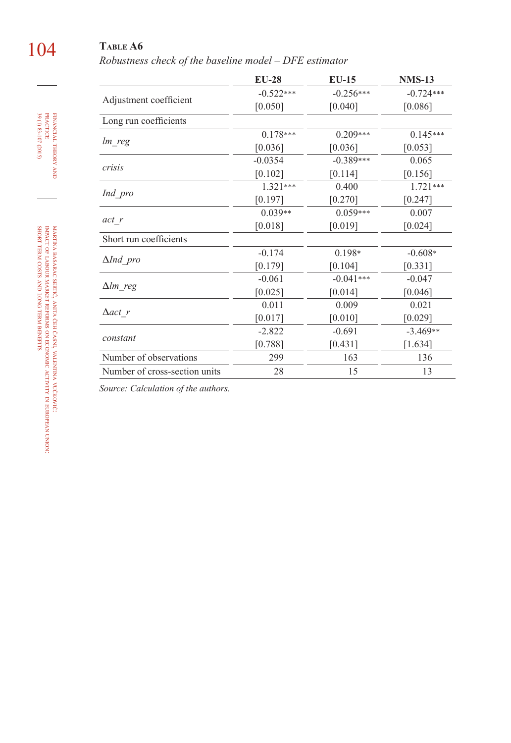**Table A6**

*Robustness check of the baseline model – DFE estimator*

| | EU-28 | EU-15 | NMS-13 |
|---|---|---|---|
| Adjustment coefficient | -0.522*** | -0.256*** | -0.724*** |
| | [0.050] | [0.040] | [0.086] |
| Long run coefficients | | | |
| *lm_reg* | 0.178*** | 0.209*** | 0.145*** |
| | [0.036] | [0.036] | [0.053] |
| *crisis* | -0.0354 | -0.389*** | 0.065 |
| | [0.102] | [0.114] | [0.156] |
| *Ind_pro* | 1.321*** | 0.400 | 1.721*** |
| | [0.197] | [0.270] | [0.247] |
| *act_r* | 0.039** | 0.059*** | 0.007 |
| | [0.018] | [0.019] | [0.024] |
| Short run coefficients | | | |
| Δ*Ind_pro* | -0.174 | 0.198* | -0.608* |
| | [0.179] | [0.104] | [0.331] |
| Δ*lm_reg* | -0.061 | -0.041*** | -0.047 |
| | [0.025] | [0.014] | [0.046] |
| Δ*act_r* | 0.011 | 0.009 | 0.021 |
| | [0.017] | [0.010] | [0.029] |
| *constant* | -2.822 | -0.691 | -3.469** |
| | [0.788] | [0.431] | [1.634] |
| Number of observations | 299 | 163 | 136 |
| Number of cross-section units | 28 | 15 | 13 |

*Source: Calculation of the authors.*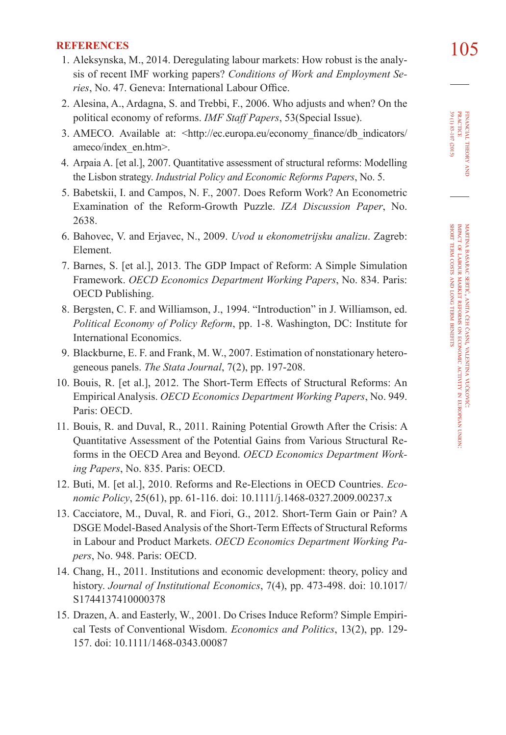## REFERENCES

1. Aleksynska, M., 2014. Deregulating labour markets: How robust is the analysis of recent IMF working papers? *Conditions of Work and Employment Series*, No. 47. Geneva: International Labour Office.
2. Alesina, A., Ardagna, S. and Trebbi, F., 2006. Who adjusts and when? On the political economy of reforms. *IMF Staff Papers*, 53(Special Issue).
3. AMECO. Available at: <http://ec.europa.eu/economy_finance/db_indicators/ameco/index_en.htm>.
4. Arpaia A. [et al.], 2007. Quantitative assessment of structural reforms: Modelling the Lisbon strategy. *Industrial Policy and Economic Reforms Papers*, No. 5.
5. Babetskii, I. and Campos, N. F., 2007. Does Reform Work? An Econometric Examination of the Reform-Growth Puzzle. *IZA Discussion Paper*, No. 2638.
6. Bahovec, V. and Erjavec, N., 2009. *Uvod u ekonometrijsku analizu*. Zagreb: Element.
7. Barnes, S. [et al.], 2013. The GDP Impact of Reform: A Simple Simulation Framework. *OECD Economics Department Working Papers*, No. 834. Paris: OECD Publishing.
8. Bergsten, C. F. and Williamson, J., 1994. "Introduction" in J. Williamson, ed. *Political Economy of Policy Reform*, pp. 1-8. Washington, DC: Institute for International Economics.
9. Blackburne, E. F. and Frank, M. W., 2007. Estimation of nonstationary heterogeneous panels. *The Stata Journal*, 7(2), pp. 197-208.
10. Bouis, R. [et al.], 2012. The Short-Term Effects of Structural Reforms: An Empirical Analysis. *OECD Economics Department Working Papers*, No. 949. Paris: OECD.
11. Bouis, R. and Duval, R., 2011. Raining Potential Growth After the Crisis: A Quantitative Assessment of the Potential Gains from Various Structural Reforms in the OECD Area and Beyond. *OECD Economics Department Working Papers*, No. 835. Paris: OECD.
12. Buti, M. [et al.], 2010. Reforms and Re-Elections in OECD Countries. *Economic Policy*, 25(61), pp. 61-116. doi: 10.1111/j.1468-0327.2009.00237.x
13. Cacciatore, M., Duval, R. and Fiori, G., 2012. Short-Term Gain or Pain? A DSGE Model-Based Analysis of the Short-Term Effects of Structural Reforms in Labour and Product Markets. *OECD Economics Department Working Papers*, No. 948. Paris: OECD.
14. Chang, H., 2011. Institutions and economic development: theory, policy and history. *Journal of Institutional Economics*, 7(4), pp. 473-498. doi: 10.1017/S1744137410000378
15. Drazen, A. and Easterly, W., 2001. Do Crises Induce Reform? Simple Empirical Tests of Conventional Wisdom. *Economics and Politics*, 13(2), pp. 129-157. doi: 10.1111/1468-0343.00087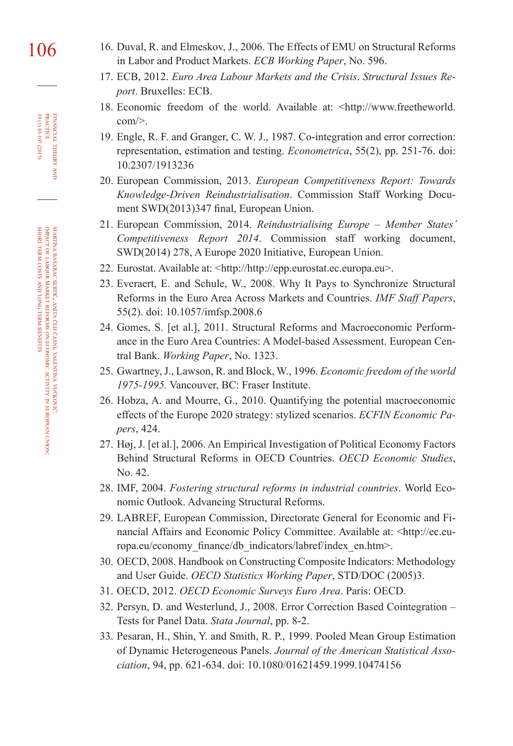16. Duval, R. and Elmeskov, J., 2006. The Effects of EMU on Structural Reforms in Labor and Product Markets. *ECB Working Paper*, No. 596.
17. ECB, 2012. *Euro Area Labour Markets and the Crisis*. *Structural Issues Report*. Bruxelles: ECB.
18. Economic freedom of the world. Available at: <http://www.freetheworld.com/>.
19. Engle, R. F. and Granger, C. W. J., 1987. Co-integration and error correction: representation, estimation and testing. *Econometrica*, 55(2), pp. 251-76. doi: 10.2307/1913236
20. European Commission, 2013. *European Competitiveness Report: Towards Knowledge-Driven Reindustrialisation*. Commission Staff Working Document SWD(2013)347 final, European Union.
21. European Commission, 2014. *Reindustrialising Europe – Member States' Competitiveness Report 2014*. Commission staff working document, SWD(2014) 278, A Europe 2020 Initiative, European Union.
22. Eurostat. Available at: <http://http://epp.eurostat.ec.europa.eu>.
23. Everaert, E. and Schule, W., 2008. Why It Pays to Synchronize Structural Reforms in the Euro Area Across Markets and Countries. *IMF Staff Papers*, 55(2). doi: 10.1057/imfsp.2008.6
24. Gomes, S. [et al.], 2011. Structural Reforms and Macroeconomic Performance in the Euro Area Countries: A Model-based Assessment. European Central Bank. *Working Paper*, No. 1323.
25. Gwartney, J., Lawson, R. and Block, W., 1996. *Economic freedom of the world 1975-1995.* Vancouver, BC: Fraser Institute.
26. Hobza, A. and Mourre, G., 2010. Quantifying the potential macroeconomic effects of the Europe 2020 strategy: stylized scenarios. *ECFIN Economic Papers*, 424.
27. Høj, J. [et al.], 2006. An Empirical Investigation of Political Economy Factors Behind Structural Reforms in OECD Countries. *OECD Economic Studies*, No. 42.
28. IMF, 2004. *Fostering structural reforms in industrial countries*. World Economic Outlook. Advancing Structural Reforms.
29. LABREF, European Commission, Directorate General for Economic and Financial Affairs and Economic Policy Committee. Available at: <http://ec.europa.eu/economy_finance/db_indicators/labref/index_en.htm>.
30. OECD, 2008. Handbook on Constructing Composite Indicators: Methodology and User Guide. *OECD Statistics Working Paper*, STD/DOC (2005)3.
31. OECD, 2012. *OECD Economic Surveys Euro Area*. Paris: OECD.
32. Persyn, D. and Westerlund, J., 2008. Error Correction Based Cointegration – Tests for Panel Data. *Stata Journal*, pp. 8-2.
33. Pesaran, H., Shin, Y. and Smith, R. P., 1999. Pooled Mean Group Estimation of Dynamic Heterogeneous Panels. *Journal of the American Statistical Association*, 94, pp. 621-634. doi: 10.1080/01621459.1999.10474156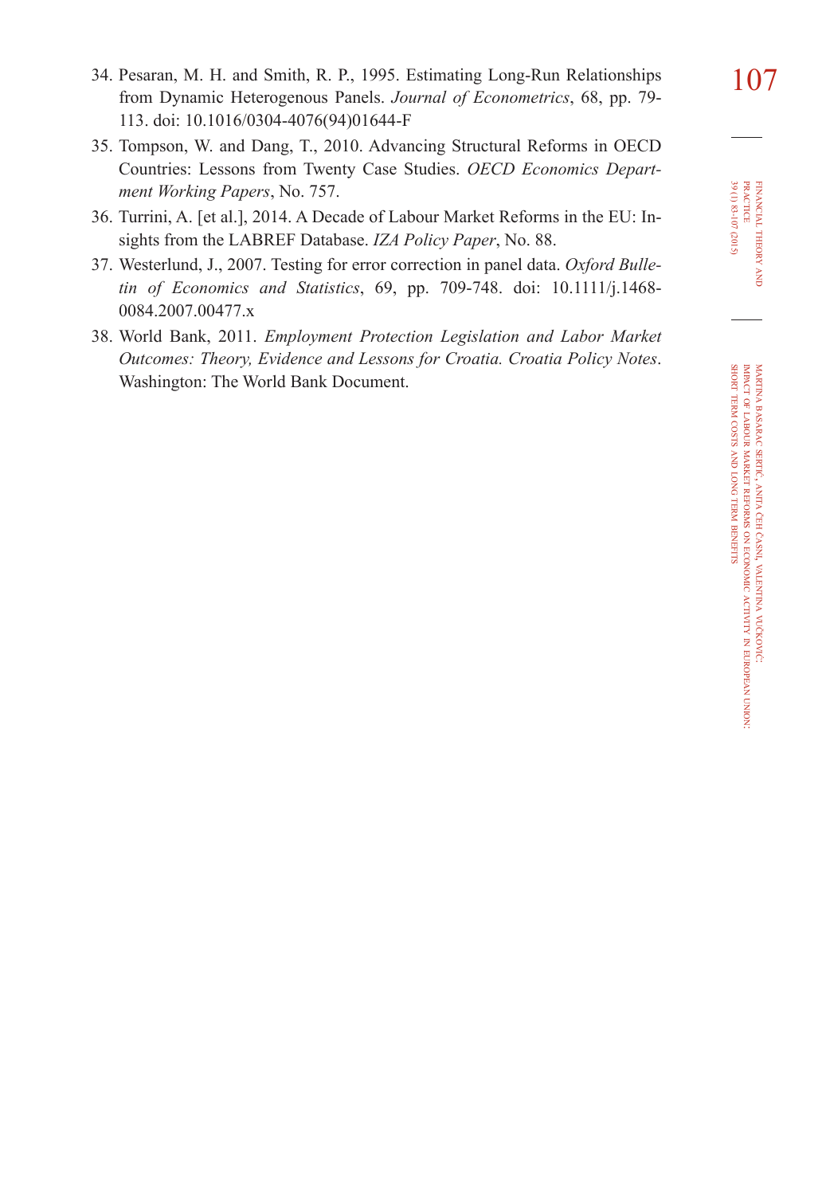34. Pesaran, M. H. and Smith, R. P., 1995. Estimating Long-Run Relationships from Dynamic Heterogenous Panels. *Journal of Econometrics*, 68, pp. 79-113. doi: 10.1016/0304-4076(94)01644-F
35. Tompson, W. and Dang, T., 2010. Advancing Structural Reforms in OECD Countries: Lessons from Twenty Case Studies. *OECD Economics Department Working Papers*, No. 757.
36. Turrini, A. [et al.], 2014. A Decade of Labour Market Reforms in the EU: Insights from the LABREF Database. *IZA Policy Paper*, No. 88.
37. Westerlund, J., 2007. Testing for error correction in panel data. *Oxford Bulletin of Economics and Statistics*, 69, pp. 709-748. doi: 10.1111/j.1468-0084.2007.00477.x
38. World Bank, 2011. *Employment Protection Legislation and Labor Market Outcomes: Theory, Evidence and Lessons for Croatia. Croatia Policy Notes*. Washington: The World Bank Document.